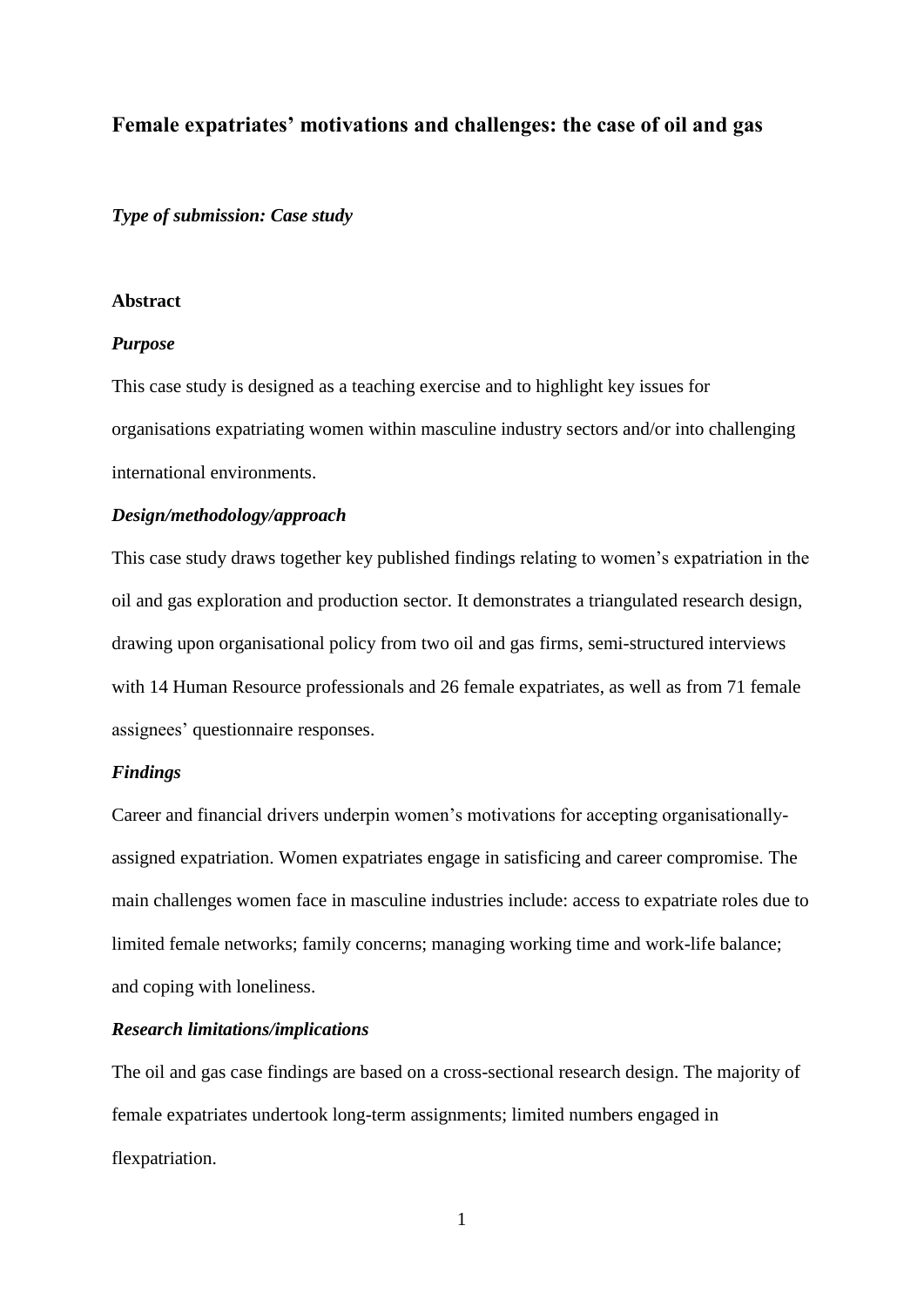# Female expatriates' motivations and challenges: the case of oil and gas

***Type of submission: Case study***

## Abstract

***Purpose***

This case study is designed as a teaching exercise and to highlight key issues for organisations expatriating women within masculine industry sectors and/or into challenging international environments.

***Design/methodology/approach***

This case study draws together key published findings relating to women's expatriation in the oil and gas exploration and production sector. It demonstrates a triangulated research design, drawing upon organisational policy from two oil and gas firms, semi-structured interviews with 14 Human Resource professionals and 26 female expatriates, as well as from 71 female assignees' questionnaire responses.

***Findings***

Career and financial drivers underpin women's motivations for accepting organisationally-assigned expatriation. Women expatriates engage in satisficing and career compromise. The main challenges women face in masculine industries include: access to expatriate roles due to limited female networks; family concerns; managing working time and work-life balance; and coping with loneliness.

***Research limitations/implications***

The oil and gas case findings are based on a cross-sectional research design. The majority of female expatriates undertook long-term assignments; limited numbers engaged in flexpatriation.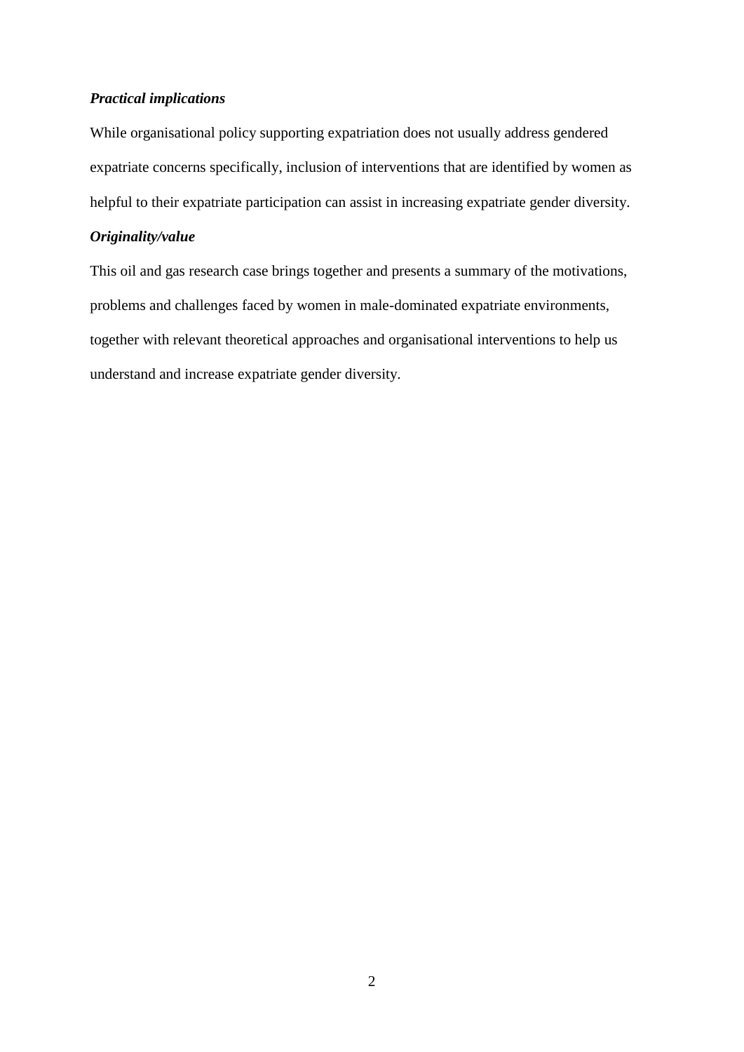***Practical implications***

While organisational policy supporting expatriation does not usually address gendered expatriate concerns specifically, inclusion of interventions that are identified by women as helpful to their expatriate participation can assist in increasing expatriate gender diversity.

***Originality/value***

This oil and gas research case brings together and presents a summary of the motivations, problems and challenges faced by women in male-dominated expatriate environments, together with relevant theoretical approaches and organisational interventions to help us understand and increase expatriate gender diversity.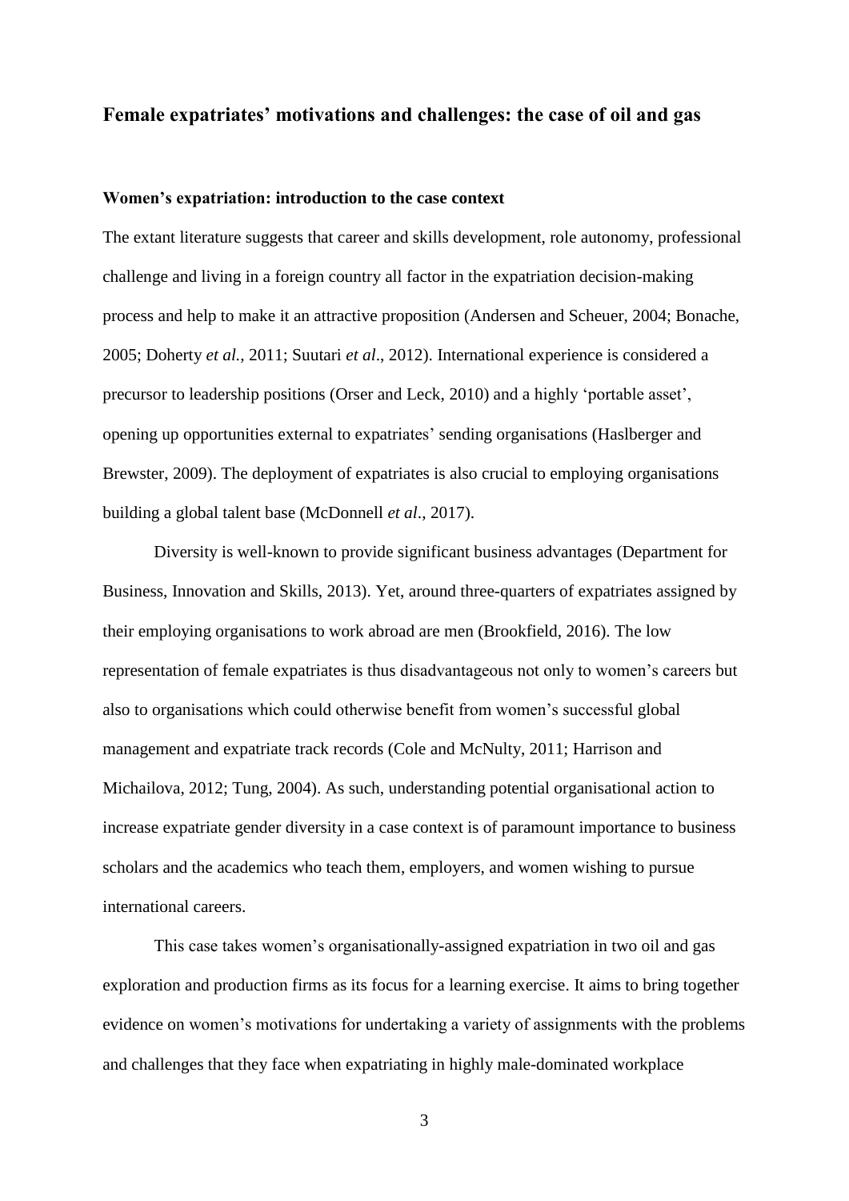# Female expatriates' motivations and challenges: the case of oil and gas

## Women's expatriation: introduction to the case context

The extant literature suggests that career and skills development, role autonomy, professional challenge and living in a foreign country all factor in the expatriation decision-making process and help to make it an attractive proposition (Andersen and Scheuer, 2004; Bonache, 2005; Doherty *et al.*, 2011; Suutari *et al*., 2012). International experience is considered a precursor to leadership positions (Orser and Leck, 2010) and a highly 'portable asset', opening up opportunities external to expatriates' sending organisations (Haslberger and Brewster, 2009). The deployment of expatriates is also crucial to employing organisations building a global talent base (McDonnell *et al*., 2017).

Diversity is well-known to provide significant business advantages (Department for Business, Innovation and Skills, 2013). Yet, around three-quarters of expatriates assigned by their employing organisations to work abroad are men (Brookfield, 2016). The low representation of female expatriates is thus disadvantageous not only to women's careers but also to organisations which could otherwise benefit from women's successful global management and expatriate track records (Cole and McNulty, 2011; Harrison and Michailova, 2012; Tung, 2004). As such, understanding potential organisational action to increase expatriate gender diversity in a case context is of paramount importance to business scholars and the academics who teach them, employers, and women wishing to pursue international careers.

This case takes women's organisationally-assigned expatriation in two oil and gas exploration and production firms as its focus for a learning exercise. It aims to bring together evidence on women's motivations for undertaking a variety of assignments with the problems and challenges that they face when expatriating in highly male-dominated workplace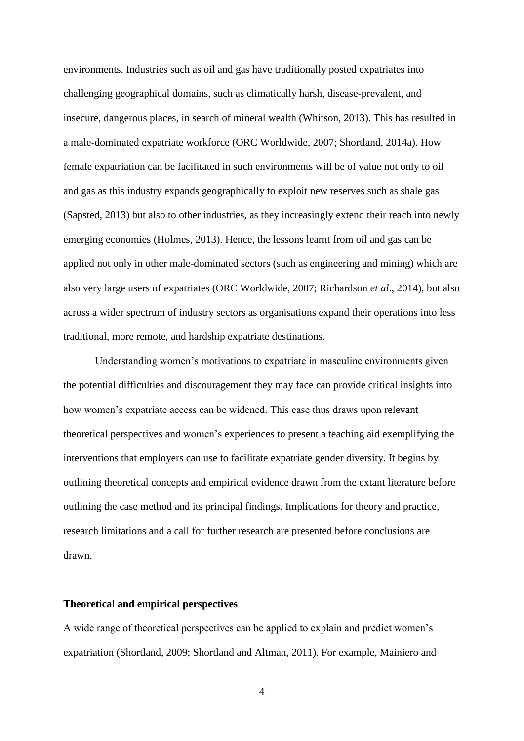environments. Industries such as oil and gas have traditionally posted expatriates into challenging geographical domains, such as climatically harsh, disease-prevalent, and insecure, dangerous places, in search of mineral wealth (Whitson, 2013). This has resulted in a male-dominated expatriate workforce (ORC Worldwide, 2007; Shortland, 2014a). How female expatriation can be facilitated in such environments will be of value not only to oil and gas as this industry expands geographically to exploit new reserves such as shale gas (Sapsted, 2013) but also to other industries, as they increasingly extend their reach into newly emerging economies (Holmes, 2013). Hence, the lessons learnt from oil and gas can be applied not only in other male-dominated sectors (such as engineering and mining) which are also very large users of expatriates (ORC Worldwide, 2007; Richardson *et al*., 2014), but also across a wider spectrum of industry sectors as organisations expand their operations into less traditional, more remote, and hardship expatriate destinations.

Understanding women's motivations to expatriate in masculine environments given the potential difficulties and discouragement they may face can provide critical insights into how women's expatriate access can be widened. This case thus draws upon relevant theoretical perspectives and women's experiences to present a teaching aid exemplifying the interventions that employers can use to facilitate expatriate gender diversity. It begins by outlining theoretical concepts and empirical evidence drawn from the extant literature before outlining the case method and its principal findings. Implications for theory and practice, research limitations and a call for further research are presented before conclusions are drawn.

## Theoretical and empirical perspectives

A wide range of theoretical perspectives can be applied to explain and predict women's expatriation (Shortland, 2009; Shortland and Altman, 2011). For example, Mainiero and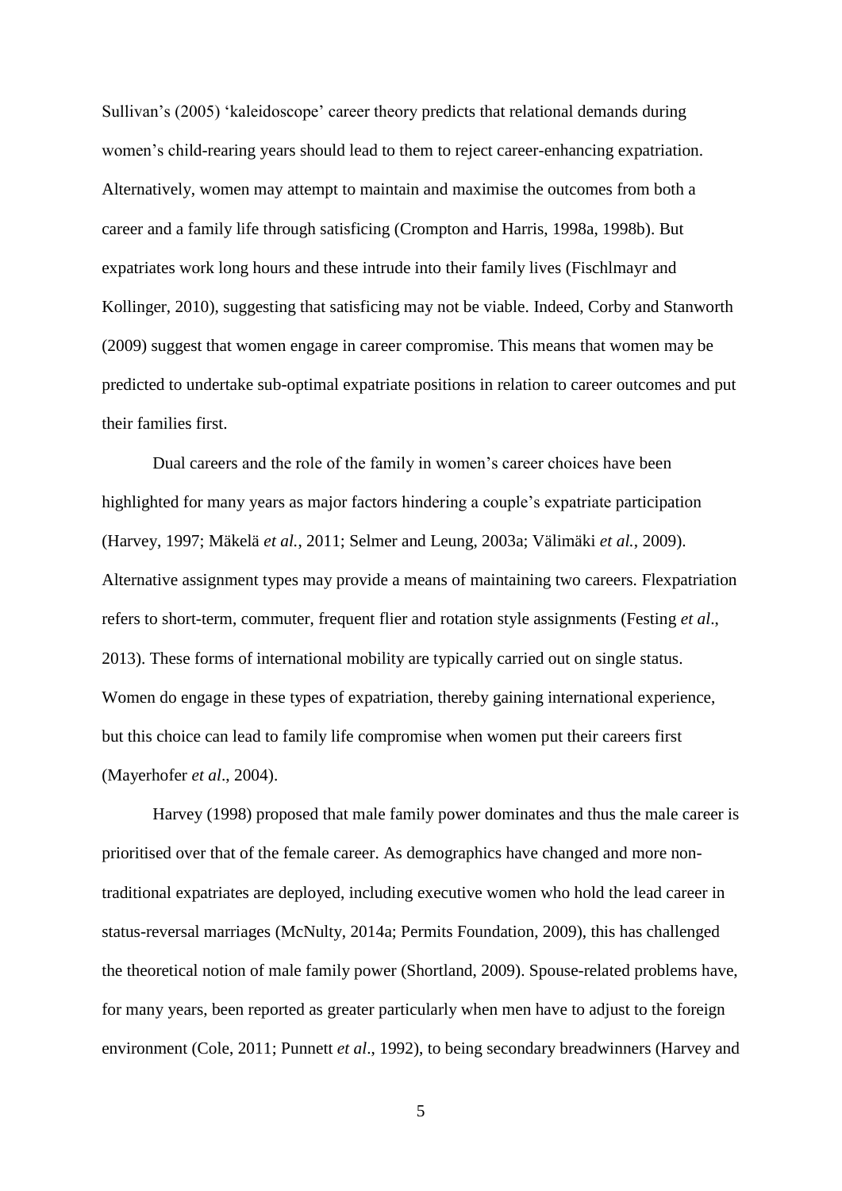Sullivan's (2005) 'kaleidoscope' career theory predicts that relational demands during women's child-rearing years should lead to them to reject career-enhancing expatriation. Alternatively, women may attempt to maintain and maximise the outcomes from both a career and a family life through satisficing (Crompton and Harris, 1998a, 1998b). But expatriates work long hours and these intrude into their family lives (Fischlmayr and Kollinger, 2010), suggesting that satisficing may not be viable. Indeed, Corby and Stanworth (2009) suggest that women engage in career compromise. This means that women may be predicted to undertake sub-optimal expatriate positions in relation to career outcomes and put their families first.

Dual careers and the role of the family in women's career choices have been highlighted for many years as major factors hindering a couple's expatriate participation (Harvey, 1997; Mäkelä *et al.*, 2011; Selmer and Leung, 2003a; Välimäki *et al.*, 2009). Alternative assignment types may provide a means of maintaining two careers. Flexpatriation refers to short-term, commuter, frequent flier and rotation style assignments (Festing *et al*., 2013). These forms of international mobility are typically carried out on single status. Women do engage in these types of expatriation, thereby gaining international experience, but this choice can lead to family life compromise when women put their careers first (Mayerhofer *et al*., 2004).

Harvey (1998) proposed that male family power dominates and thus the male career is prioritised over that of the female career. As demographics have changed and more non-traditional expatriates are deployed, including executive women who hold the lead career in status-reversal marriages (McNulty, 2014a; Permits Foundation, 2009), this has challenged the theoretical notion of male family power (Shortland, 2009). Spouse-related problems have, for many years, been reported as greater particularly when men have to adjust to the foreign environment (Cole, 2011; Punnett *et al*., 1992), to being secondary breadwinners (Harvey and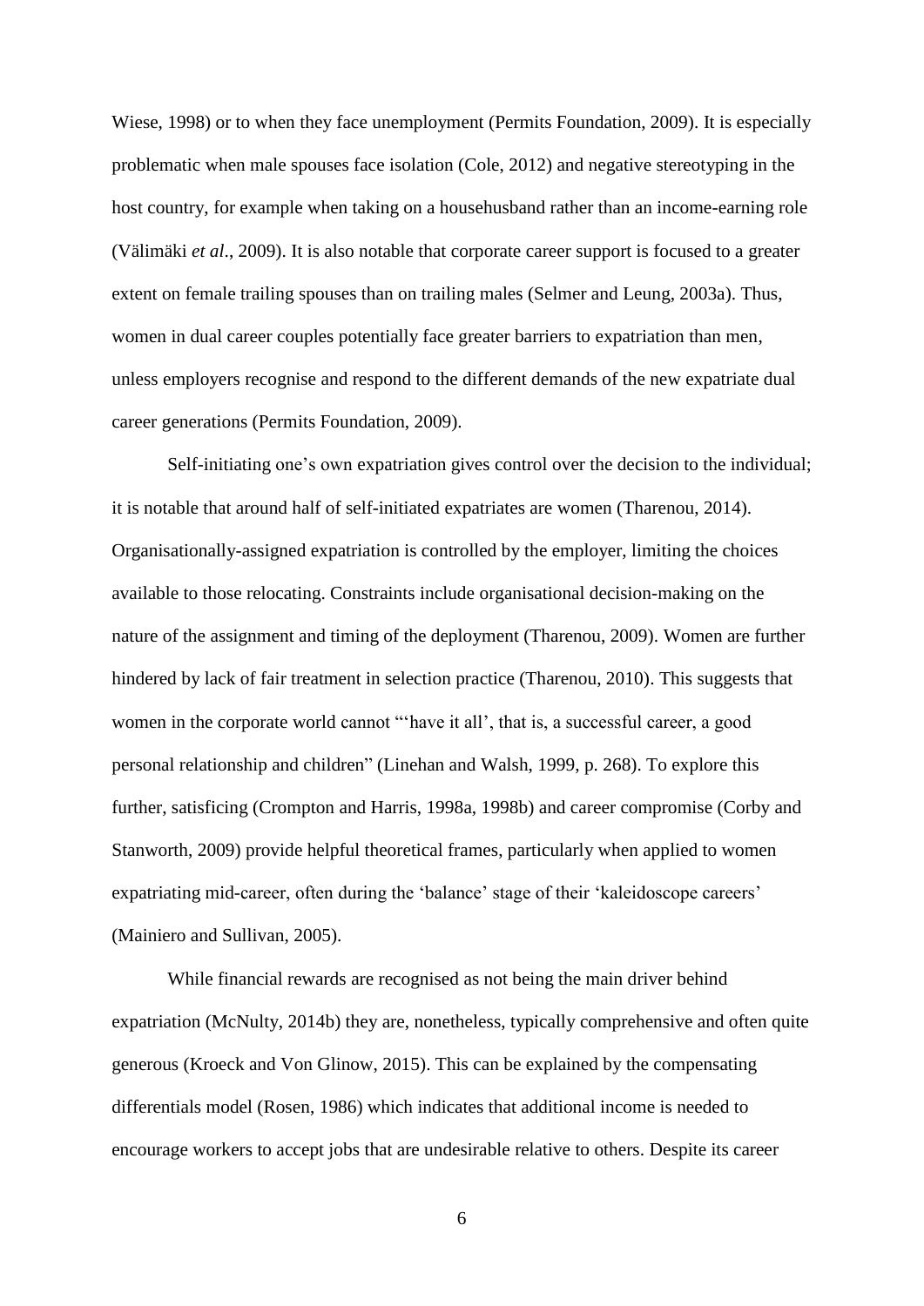Wiese, 1998) or to when they face unemployment (Permits Foundation, 2009). It is especially problematic when male spouses face isolation (Cole, 2012) and negative stereotyping in the host country, for example when taking on a househusband rather than an income-earning role (Välimäki *et al*., 2009). It is also notable that corporate career support is focused to a greater extent on female trailing spouses than on trailing males (Selmer and Leung, 2003a). Thus, women in dual career couples potentially face greater barriers to expatriation than men, unless employers recognise and respond to the different demands of the new expatriate dual career generations (Permits Foundation, 2009).

Self-initiating one's own expatriation gives control over the decision to the individual; it is notable that around half of self-initiated expatriates are women (Tharenou, 2014). Organisationally-assigned expatriation is controlled by the employer, limiting the choices available to those relocating. Constraints include organisational decision-making on the nature of the assignment and timing of the deployment (Tharenou, 2009). Women are further hindered by lack of fair treatment in selection practice (Tharenou, 2010). This suggests that women in the corporate world cannot "'have it all', that is, a successful career, a good personal relationship and children" (Linehan and Walsh, 1999, p. 268). To explore this further, satisficing (Crompton and Harris, 1998a, 1998b) and career compromise (Corby and Stanworth, 2009) provide helpful theoretical frames, particularly when applied to women expatriating mid-career, often during the 'balance' stage of their 'kaleidoscope careers' (Mainiero and Sullivan, 2005).

While financial rewards are recognised as not being the main driver behind expatriation (McNulty, 2014b) they are, nonetheless, typically comprehensive and often quite generous (Kroeck and Von Glinow, 2015). This can be explained by the compensating differentials model (Rosen, 1986) which indicates that additional income is needed to encourage workers to accept jobs that are undesirable relative to others. Despite its career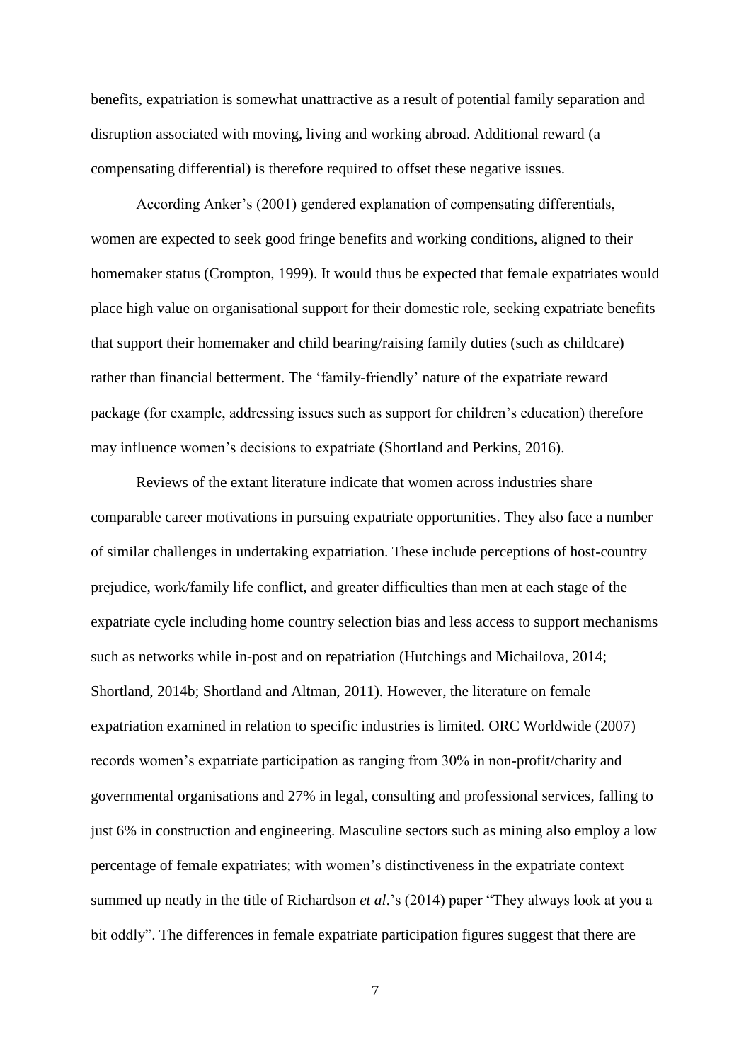benefits, expatriation is somewhat unattractive as a result of potential family separation and disruption associated with moving, living and working abroad. Additional reward (a compensating differential) is therefore required to offset these negative issues.

According Anker's (2001) gendered explanation of compensating differentials, women are expected to seek good fringe benefits and working conditions, aligned to their homemaker status (Crompton, 1999). It would thus be expected that female expatriates would place high value on organisational support for their domestic role, seeking expatriate benefits that support their homemaker and child bearing/raising family duties (such as childcare) rather than financial betterment. The 'family-friendly' nature of the expatriate reward package (for example, addressing issues such as support for children's education) therefore may influence women's decisions to expatriate (Shortland and Perkins, 2016).

Reviews of the extant literature indicate that women across industries share comparable career motivations in pursuing expatriate opportunities. They also face a number of similar challenges in undertaking expatriation. These include perceptions of host-country prejudice, work/family life conflict, and greater difficulties than men at each stage of the expatriate cycle including home country selection bias and less access to support mechanisms such as networks while in-post and on repatriation (Hutchings and Michailova, 2014; Shortland, 2014b; Shortland and Altman, 2011). However, the literature on female expatriation examined in relation to specific industries is limited. ORC Worldwide (2007) records women's expatriate participation as ranging from 30% in non-profit/charity and governmental organisations and 27% in legal, consulting and professional services, falling to just 6% in construction and engineering. Masculine sectors such as mining also employ a low percentage of female expatriates; with women's distinctiveness in the expatriate context summed up neatly in the title of Richardson *et al*.'s (2014) paper "They always look at you a bit oddly". The differences in female expatriate participation figures suggest that there are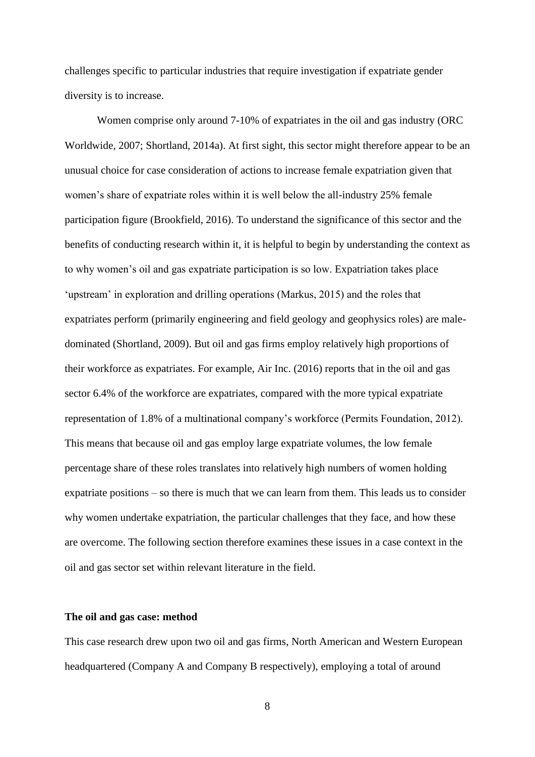challenges specific to particular industries that require investigation if expatriate gender diversity is to increase.

Women comprise only around 7-10% of expatriates in the oil and gas industry (ORC Worldwide, 2007; Shortland, 2014a). At first sight, this sector might therefore appear to be an unusual choice for case consideration of actions to increase female expatriation given that women's share of expatriate roles within it is well below the all-industry 25% female participation figure (Brookfield, 2016). To understand the significance of this sector and the benefits of conducting research within it, it is helpful to begin by understanding the context as to why women's oil and gas expatriate participation is so low. Expatriation takes place 'upstream' in exploration and drilling operations (Markus, 2015) and the roles that expatriates perform (primarily engineering and field geology and geophysics roles) are male-dominated (Shortland, 2009). But oil and gas firms employ relatively high proportions of their workforce as expatriates. For example, Air Inc. (2016) reports that in the oil and gas sector 6.4% of the workforce are expatriates, compared with the more typical expatriate representation of 1.8% of a multinational company's workforce (Permits Foundation, 2012). This means that because oil and gas employ large expatriate volumes, the low female percentage share of these roles translates into relatively high numbers of women holding expatriate positions – so there is much that we can learn from them. This leads us to consider why women undertake expatriation, the particular challenges that they face, and how these are overcome. The following section therefore examines these issues in a case context in the oil and gas sector set within relevant literature in the field.

## The oil and gas case: method

This case research drew upon two oil and gas firms, North American and Western European headquartered (Company A and Company B respectively), employing a total of around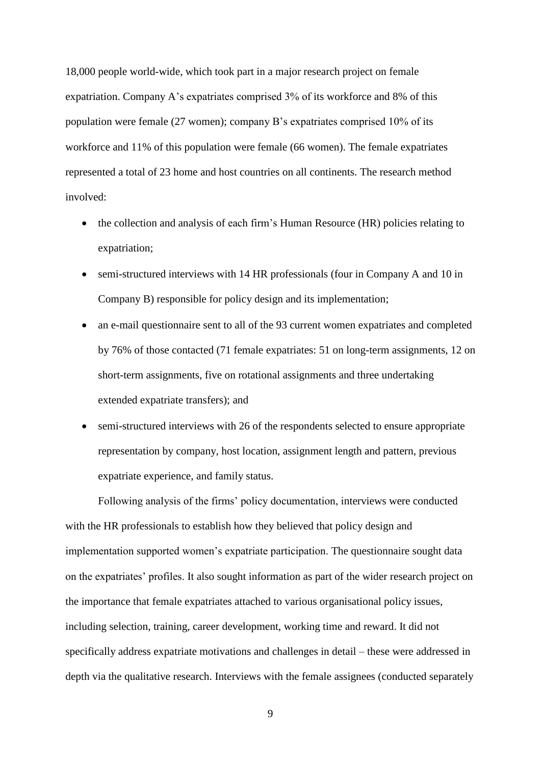18,000 people world-wide, which took part in a major research project on female expatriation. Company A's expatriates comprised 3% of its workforce and 8% of this population were female (27 women); company B's expatriates comprised 10% of its workforce and 11% of this population were female (66 women). The female expatriates represented a total of 23 home and host countries on all continents. The research method involved:

- the collection and analysis of each firm's Human Resource (HR) policies relating to expatriation;
- semi-structured interviews with 14 HR professionals (four in Company A and 10 in Company B) responsible for policy design and its implementation;
- an e-mail questionnaire sent to all of the 93 current women expatriates and completed by 76% of those contacted (71 female expatriates: 51 on long-term assignments, 12 on short-term assignments, five on rotational assignments and three undertaking extended expatriate transfers); and
- semi-structured interviews with 26 of the respondents selected to ensure appropriate representation by company, host location, assignment length and pattern, previous expatriate experience, and family status.

Following analysis of the firms' policy documentation, interviews were conducted with the HR professionals to establish how they believed that policy design and implementation supported women's expatriate participation. The questionnaire sought data on the expatriates' profiles. It also sought information as part of the wider research project on the importance that female expatriates attached to various organisational policy issues, including selection, training, career development, working time and reward. It did not specifically address expatriate motivations and challenges in detail – these were addressed in depth via the qualitative research. Interviews with the female assignees (conducted separately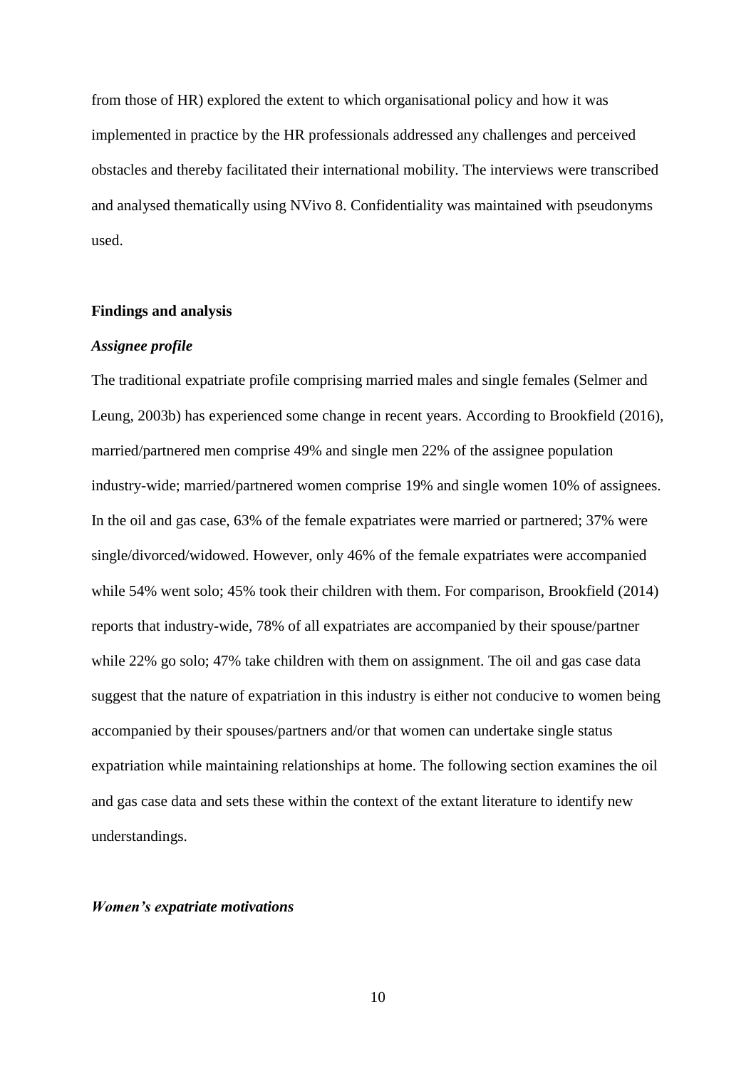from those of HR) explored the extent to which organisational policy and how it was implemented in practice by the HR professionals addressed any challenges and perceived obstacles and thereby facilitated their international mobility. The interviews were transcribed and analysed thematically using NVivo 8. Confidentiality was maintained with pseudonyms used.

## Findings and analysis

### *Assignee profile*

The traditional expatriate profile comprising married males and single females (Selmer and Leung, 2003b) has experienced some change in recent years. According to Brookfield (2016), married/partnered men comprise 49% and single men 22% of the assignee population industry-wide; married/partnered women comprise 19% and single women 10% of assignees. In the oil and gas case, 63% of the female expatriates were married or partnered; 37% were single/divorced/widowed. However, only 46% of the female expatriates were accompanied while 54% went solo; 45% took their children with them. For comparison, Brookfield (2014) reports that industry-wide, 78% of all expatriates are accompanied by their spouse/partner while 22% go solo; 47% take children with them on assignment. The oil and gas case data suggest that the nature of expatriation in this industry is either not conducive to women being accompanied by their spouses/partners and/or that women can undertake single status expatriation while maintaining relationships at home. The following section examines the oil and gas case data and sets these within the context of the extant literature to identify new understandings.

### *Women's expatriate motivations*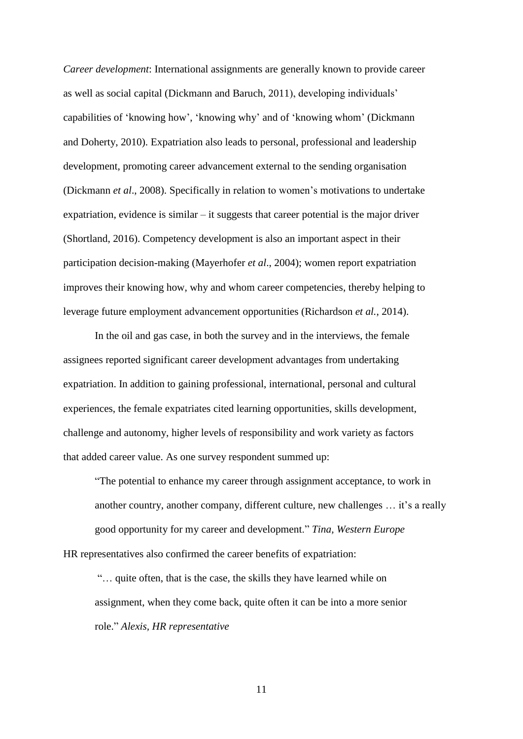*Career development*: International assignments are generally known to provide career as well as social capital (Dickmann and Baruch, 2011), developing individuals' capabilities of 'knowing how', 'knowing why' and of 'knowing whom' (Dickmann and Doherty, 2010). Expatriation also leads to personal, professional and leadership development, promoting career advancement external to the sending organisation (Dickmann *et al*., 2008). Specifically in relation to women's motivations to undertake expatriation, evidence is similar – it suggests that career potential is the major driver (Shortland, 2016). Competency development is also an important aspect in their participation decision-making (Mayerhofer *et al*., 2004); women report expatriation improves their knowing how, why and whom career competencies, thereby helping to leverage future employment advancement opportunities (Richardson *et al.*, 2014).

In the oil and gas case, in both the survey and in the interviews, the female assignees reported significant career development advantages from undertaking expatriation. In addition to gaining professional, international, personal and cultural experiences, the female expatriates cited learning opportunities, skills development, challenge and autonomy, higher levels of responsibility and work variety as factors that added career value. As one survey respondent summed up:

> "The potential to enhance my career through assignment acceptance, to work in another country, another company, different culture, new challenges … it's a really good opportunity for my career and development." *Tina, Western Europe*

HR representatives also confirmed the career benefits of expatriation:

> "… quite often, that is the case, the skills they have learned while on assignment, when they come back, quite often it can be into a more senior role." *Alexis, HR representative*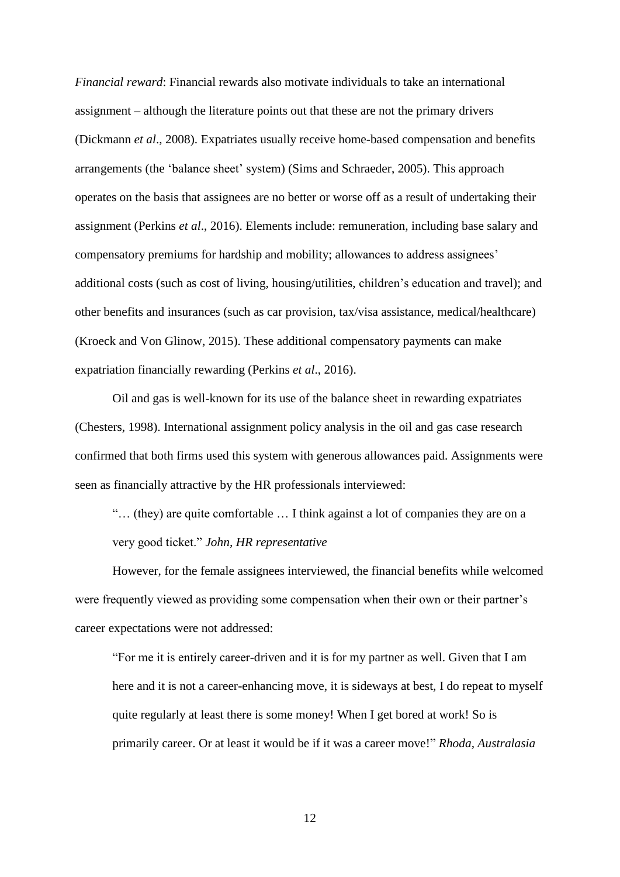*Financial reward*: Financial rewards also motivate individuals to take an international assignment – although the literature points out that these are not the primary drivers (Dickmann *et al*., 2008). Expatriates usually receive home-based compensation and benefits arrangements (the 'balance sheet' system) (Sims and Schraeder, 2005). This approach operates on the basis that assignees are no better or worse off as a result of undertaking their assignment (Perkins *et al*., 2016). Elements include: remuneration, including base salary and compensatory premiums for hardship and mobility; allowances to address assignees' additional costs (such as cost of living, housing/utilities, children's education and travel); and other benefits and insurances (such as car provision, tax/visa assistance, medical/healthcare) (Kroeck and Von Glinow, 2015). These additional compensatory payments can make expatriation financially rewarding (Perkins *et al*., 2016).

Oil and gas is well-known for its use of the balance sheet in rewarding expatriates (Chesters, 1998). International assignment policy analysis in the oil and gas case research confirmed that both firms used this system with generous allowances paid. Assignments were seen as financially attractive by the HR professionals interviewed:

> "… (they) are quite comfortable … I think against a lot of companies they are on a very good ticket." *John, HR representative*

However, for the female assignees interviewed, the financial benefits while welcomed were frequently viewed as providing some compensation when their own or their partner's career expectations were not addressed:

> "For me it is entirely career-driven and it is for my partner as well. Given that I am here and it is not a career-enhancing move, it is sideways at best, I do repeat to myself quite regularly at least there is some money! When I get bored at work! So is primarily career. Or at least it would be if it was a career move!" *Rhoda, Australasia*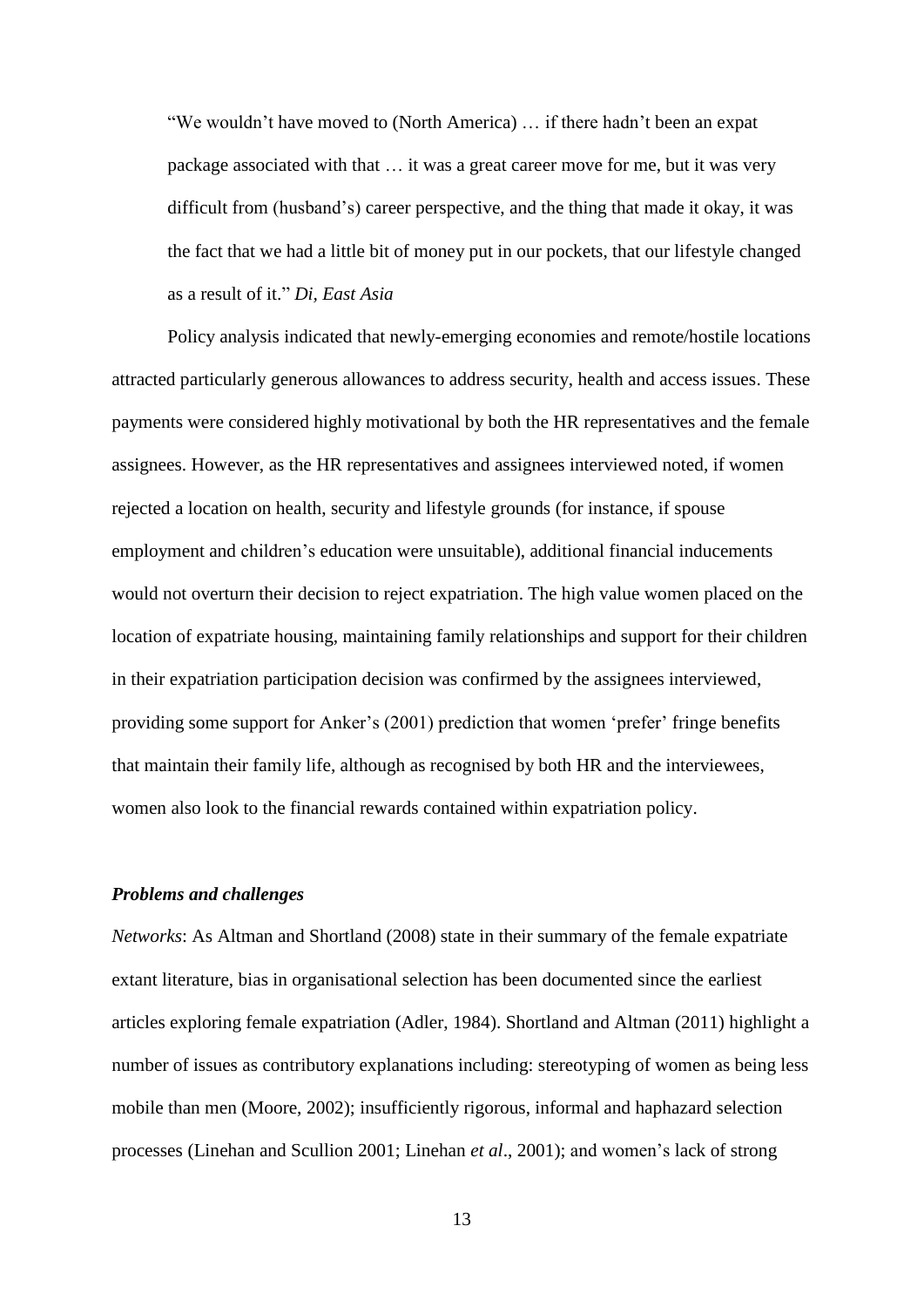"We wouldn't have moved to (North America) … if there hadn't been an expat package associated with that … it was a great career move for me, but it was very difficult from (husband's) career perspective, and the thing that made it okay, it was the fact that we had a little bit of money put in our pockets, that our lifestyle changed as a result of it." *Di, East Asia*

Policy analysis indicated that newly-emerging economies and remote/hostile locations attracted particularly generous allowances to address security, health and access issues. These payments were considered highly motivational by both the HR representatives and the female assignees. However, as the HR representatives and assignees interviewed noted, if women rejected a location on health, security and lifestyle grounds (for instance, if spouse employment and children's education were unsuitable), additional financial inducements would not overturn their decision to reject expatriation. The high value women placed on the location of expatriate housing, maintaining family relationships and support for their children in their expatriation participation decision was confirmed by the assignees interviewed, providing some support for Anker's (2001) prediction that women 'prefer' fringe benefits that maintain their family life, although as recognised by both HR and the interviewees, women also look to the financial rewards contained within expatriation policy.

### *Problems and challenges*

*Networks*: As Altman and Shortland (2008) state in their summary of the female expatriate extant literature, bias in organisational selection has been documented since the earliest articles exploring female expatriation (Adler, 1984). Shortland and Altman (2011) highlight a number of issues as contributory explanations including: stereotyping of women as being less mobile than men (Moore, 2002); insufficiently rigorous, informal and haphazard selection processes (Linehan and Scullion 2001; Linehan *et al*., 2001); and women's lack of strong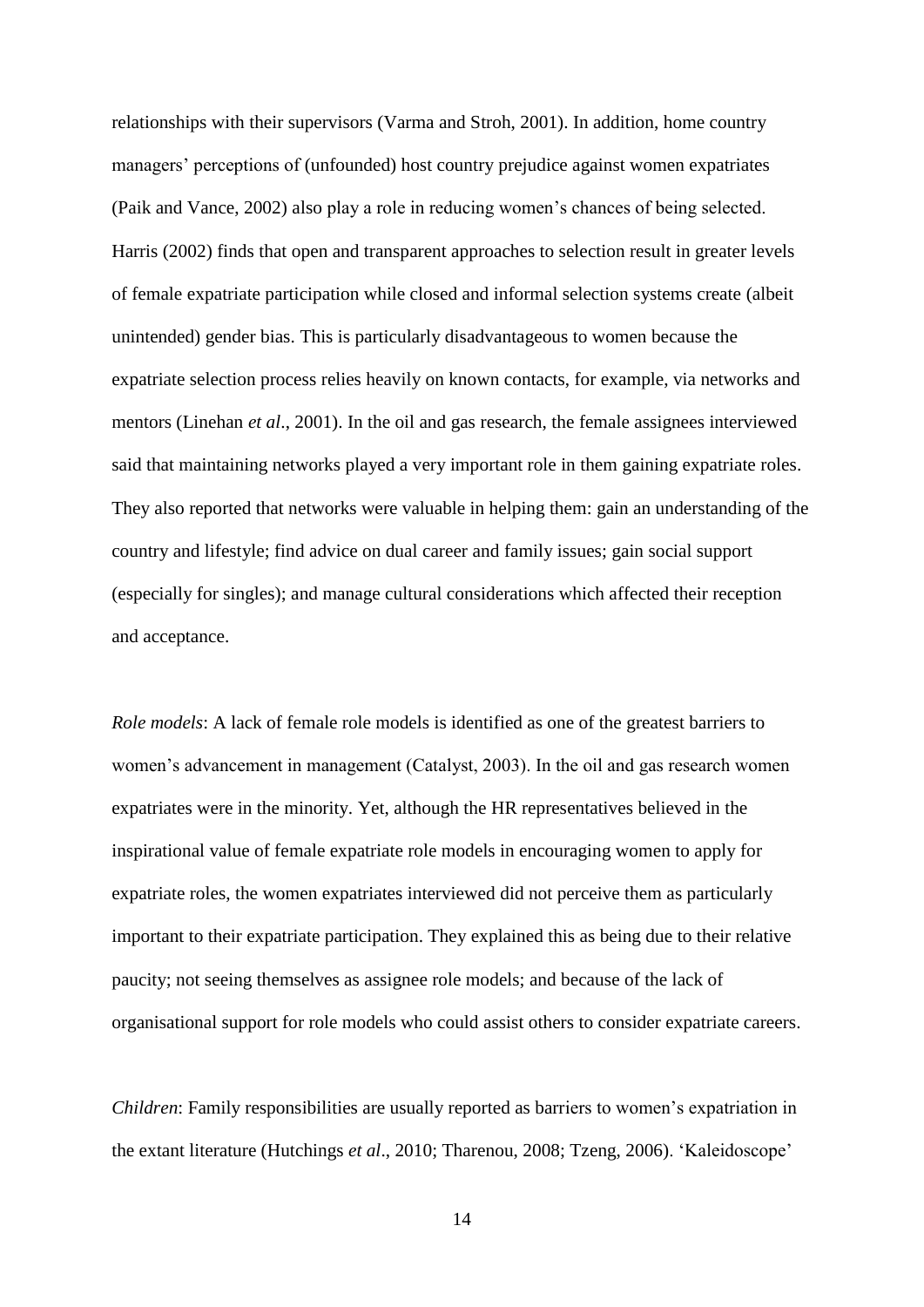relationships with their supervisors (Varma and Stroh, 2001). In addition, home country managers' perceptions of (unfounded) host country prejudice against women expatriates (Paik and Vance, 2002) also play a role in reducing women's chances of being selected. Harris (2002) finds that open and transparent approaches to selection result in greater levels of female expatriate participation while closed and informal selection systems create (albeit unintended) gender bias. This is particularly disadvantageous to women because the expatriate selection process relies heavily on known contacts, for example, via networks and mentors (Linehan *et al*., 2001). In the oil and gas research, the female assignees interviewed said that maintaining networks played a very important role in them gaining expatriate roles. They also reported that networks were valuable in helping them: gain an understanding of the country and lifestyle; find advice on dual career and family issues; gain social support (especially for singles); and manage cultural considerations which affected their reception and acceptance.

*Role models*: A lack of female role models is identified as one of the greatest barriers to women's advancement in management (Catalyst, 2003). In the oil and gas research women expatriates were in the minority. Yet, although the HR representatives believed in the inspirational value of female expatriate role models in encouraging women to apply for expatriate roles, the women expatriates interviewed did not perceive them as particularly important to their expatriate participation. They explained this as being due to their relative paucity; not seeing themselves as assignee role models; and because of the lack of organisational support for role models who could assist others to consider expatriate careers.

*Children*: Family responsibilities are usually reported as barriers to women's expatriation in the extant literature (Hutchings *et al*., 2010; Tharenou, 2008; Tzeng, 2006). 'Kaleidoscope'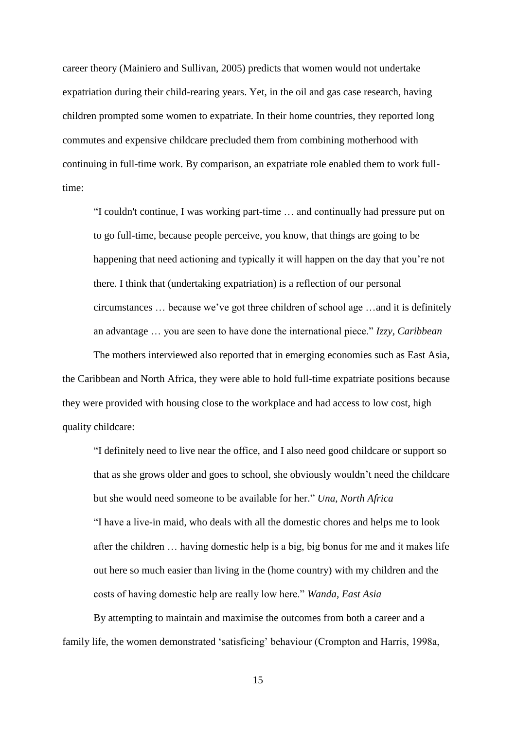career theory (Mainiero and Sullivan, 2005) predicts that women would not undertake expatriation during their child-rearing years. Yet, in the oil and gas case research, having children prompted some women to expatriate. In their home countries, they reported long commutes and expensive childcare precluded them from combining motherhood with continuing in full-time work. By comparison, an expatriate role enabled them to work full-time:

> "I couldn't continue, I was working part-time … and continually had pressure put on to go full-time, because people perceive, you know, that things are going to be happening that need actioning and typically it will happen on the day that you're not there. I think that (undertaking expatriation) is a reflection of our personal circumstances … because we've got three children of school age …and it is definitely an advantage … you are seen to have done the international piece." *Izzy, Caribbean*

The mothers interviewed also reported that in emerging economies such as East Asia, the Caribbean and North Africa, they were able to hold full-time expatriate positions because they were provided with housing close to the workplace and had access to low cost, high quality childcare:

> "I definitely need to live near the office, and I also need good childcare or support so that as she grows older and goes to school, she obviously wouldn't need the childcare but she would need someone to be available for her." *Una, North Africa*
>
> "I have a live-in maid, who deals with all the domestic chores and helps me to look after the children … having domestic help is a big, big bonus for me and it makes life out here so much easier than living in the (home country) with my children and the costs of having domestic help are really low here." *Wanda, East Asia*

By attempting to maintain and maximise the outcomes from both a career and a family life, the women demonstrated 'satisficing' behaviour (Crompton and Harris, 1998a,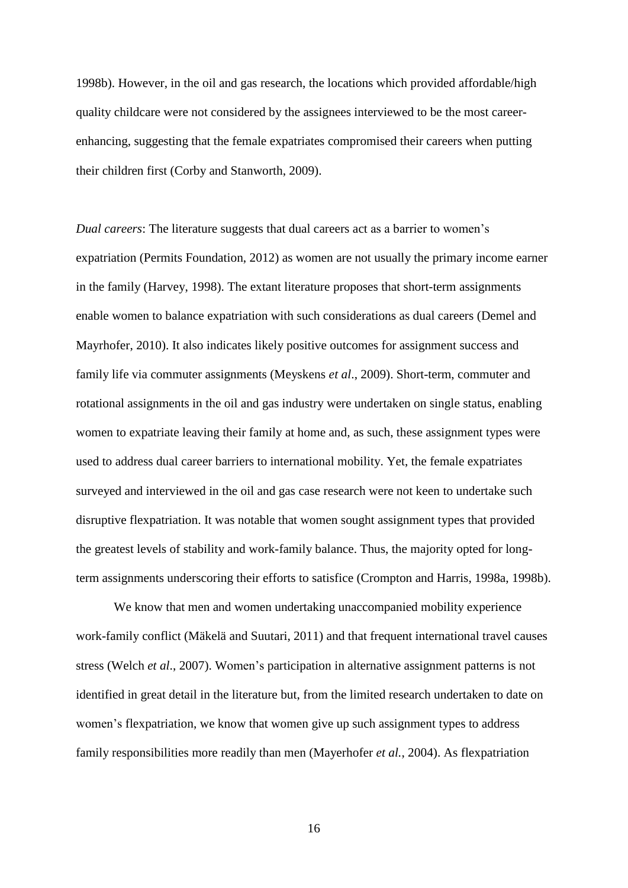1998b). However, in the oil and gas research, the locations which provided affordable/high quality childcare were not considered by the assignees interviewed to be the most career-enhancing, suggesting that the female expatriates compromised their careers when putting their children first (Corby and Stanworth, 2009).

*Dual careers*: The literature suggests that dual careers act as a barrier to women's expatriation (Permits Foundation, 2012) as women are not usually the primary income earner in the family (Harvey, 1998). The extant literature proposes that short-term assignments enable women to balance expatriation with such considerations as dual careers (Demel and Mayrhofer, 2010). It also indicates likely positive outcomes for assignment success and family life via commuter assignments (Meyskens *et al*., 2009). Short-term, commuter and rotational assignments in the oil and gas industry were undertaken on single status, enabling women to expatriate leaving their family at home and, as such, these assignment types were used to address dual career barriers to international mobility. Yet, the female expatriates surveyed and interviewed in the oil and gas case research were not keen to undertake such disruptive flexpatriation. It was notable that women sought assignment types that provided the greatest levels of stability and work-family balance. Thus, the majority opted for long-term assignments underscoring their efforts to satisfice (Crompton and Harris, 1998a, 1998b).

We know that men and women undertaking unaccompanied mobility experience work-family conflict (Mäkelä and Suutari, 2011) and that frequent international travel causes stress (Welch *et al*., 2007). Women's participation in alternative assignment patterns is not identified in great detail in the literature but, from the limited research undertaken to date on women's flexpatriation, we know that women give up such assignment types to address family responsibilities more readily than men (Mayerhofer *et al.*, 2004). As flexpatriation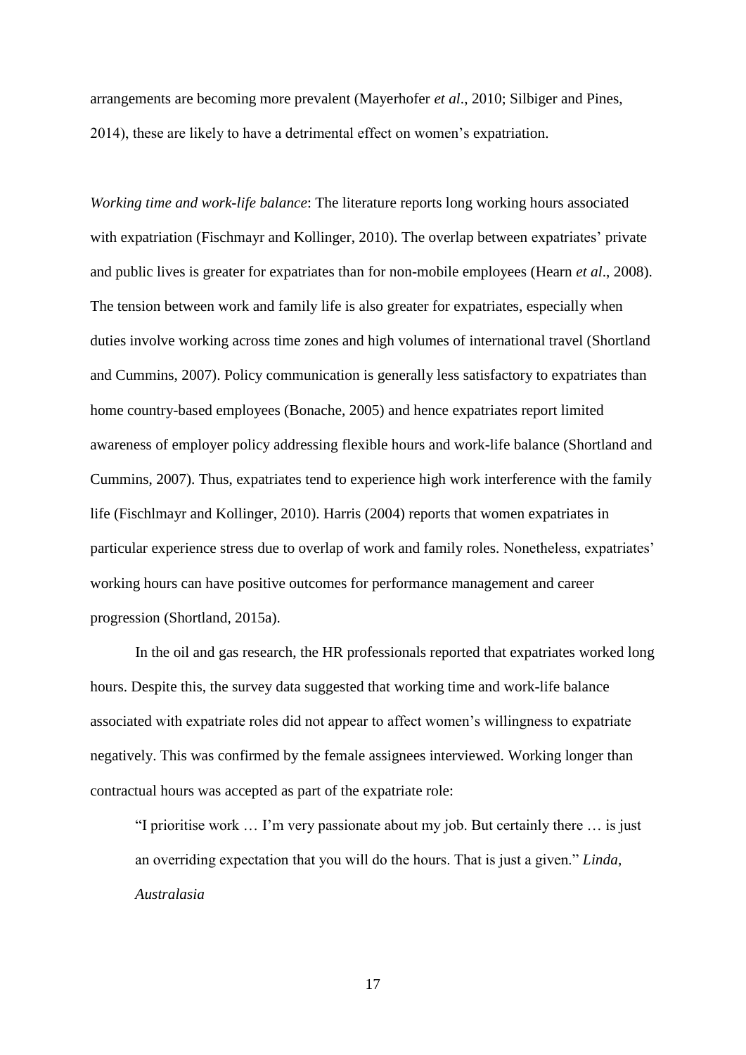arrangements are becoming more prevalent (Mayerhofer *et al*., 2010; Silbiger and Pines, 2014), these are likely to have a detrimental effect on women's expatriation.

*Working time and work-life balance*: The literature reports long working hours associated with expatriation (Fischmayr and Kollinger, 2010). The overlap between expatriates' private and public lives is greater for expatriates than for non-mobile employees (Hearn *et al*., 2008). The tension between work and family life is also greater for expatriates, especially when duties involve working across time zones and high volumes of international travel (Shortland and Cummins, 2007). Policy communication is generally less satisfactory to expatriates than home country-based employees (Bonache, 2005) and hence expatriates report limited awareness of employer policy addressing flexible hours and work-life balance (Shortland and Cummins, 2007). Thus, expatriates tend to experience high work interference with the family life (Fischlmayr and Kollinger, 2010). Harris (2004) reports that women expatriates in particular experience stress due to overlap of work and family roles. Nonetheless, expatriates' working hours can have positive outcomes for performance management and career progression (Shortland, 2015a).

In the oil and gas research, the HR professionals reported that expatriates worked long hours. Despite this, the survey data suggested that working time and work-life balance associated with expatriate roles did not appear to affect women's willingness to expatriate negatively. This was confirmed by the female assignees interviewed. Working longer than contractual hours was accepted as part of the expatriate role:

> "I prioritise work … I'm very passionate about my job. But certainly there … is just an overriding expectation that you will do the hours. That is just a given." *Linda, Australasia*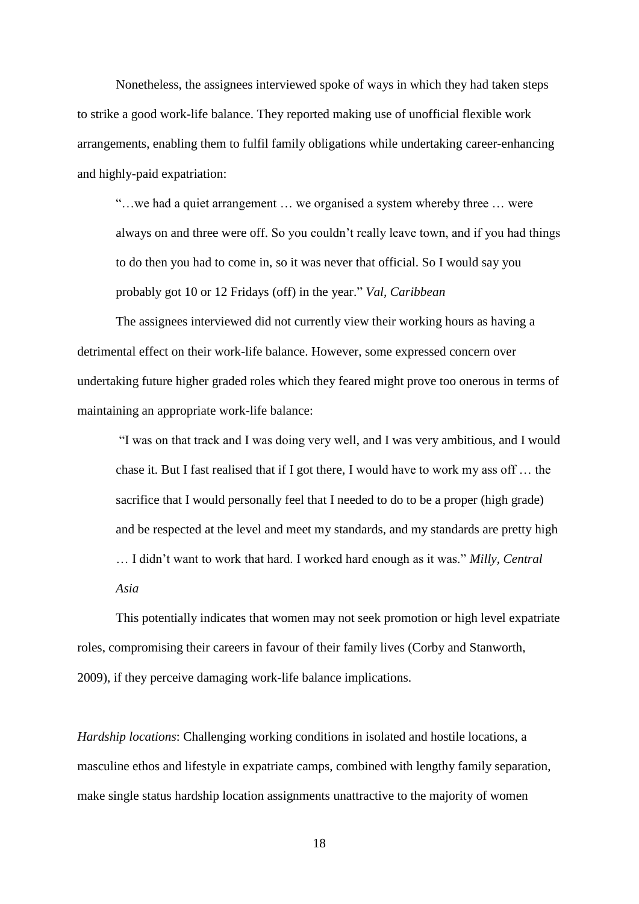Nonetheless, the assignees interviewed spoke of ways in which they had taken steps to strike a good work-life balance. They reported making use of unofficial flexible work arrangements, enabling them to fulfil family obligations while undertaking career-enhancing and highly-paid expatriation:

> "…we had a quiet arrangement … we organised a system whereby three … were always on and three were off. So you couldn't really leave town, and if you had things to do then you had to come in, so it was never that official. So I would say you probably got 10 or 12 Fridays (off) in the year." *Val, Caribbean*

The assignees interviewed did not currently view their working hours as having a detrimental effect on their work-life balance. However, some expressed concern over undertaking future higher graded roles which they feared might prove too onerous in terms of maintaining an appropriate work-life balance:

> "I was on that track and I was doing very well, and I was very ambitious, and I would chase it. But I fast realised that if I got there, I would have to work my ass off … the sacrifice that I would personally feel that I needed to do to be a proper (high grade) and be respected at the level and meet my standards, and my standards are pretty high … I didn't want to work that hard. I worked hard enough as it was." *Milly, Central Asia*

This potentially indicates that women may not seek promotion or high level expatriate roles, compromising their careers in favour of their family lives (Corby and Stanworth, 2009), if they perceive damaging work-life balance implications.

*Hardship locations*: Challenging working conditions in isolated and hostile locations, a masculine ethos and lifestyle in expatriate camps, combined with lengthy family separation, make single status hardship location assignments unattractive to the majority of women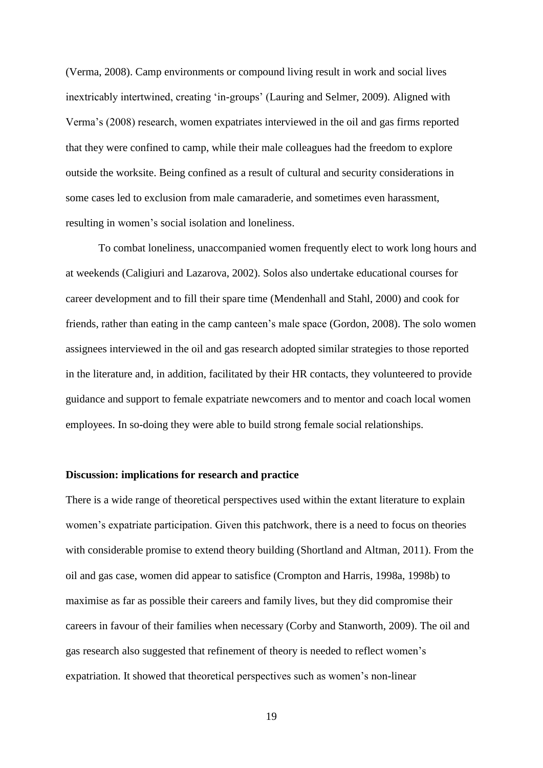(Verma, 2008). Camp environments or compound living result in work and social lives inextricably intertwined, creating 'in-groups' (Lauring and Selmer, 2009). Aligned with Verma's (2008) research, women expatriates interviewed in the oil and gas firms reported that they were confined to camp, while their male colleagues had the freedom to explore outside the worksite. Being confined as a result of cultural and security considerations in some cases led to exclusion from male camaraderie, and sometimes even harassment, resulting in women's social isolation and loneliness.

To combat loneliness, unaccompanied women frequently elect to work long hours and at weekends (Caligiuri and Lazarova, 2002). Solos also undertake educational courses for career development and to fill their spare time (Mendenhall and Stahl, 2000) and cook for friends, rather than eating in the camp canteen's male space (Gordon, 2008). The solo women assignees interviewed in the oil and gas research adopted similar strategies to those reported in the literature and, in addition, facilitated by their HR contacts, they volunteered to provide guidance and support to female expatriate newcomers and to mentor and coach local women employees. In so-doing they were able to build strong female social relationships.

**Discussion: implications for research and practice**

There is a wide range of theoretical perspectives used within the extant literature to explain women's expatriate participation. Given this patchwork, there is a need to focus on theories with considerable promise to extend theory building (Shortland and Altman, 2011). From the oil and gas case, women did appear to satisfice (Crompton and Harris, 1998a, 1998b) to maximise as far as possible their careers and family lives, but they did compromise their careers in favour of their families when necessary (Corby and Stanworth, 2009). The oil and gas research also suggested that refinement of theory is needed to reflect women's expatriation. It showed that theoretical perspectives such as women's non-linear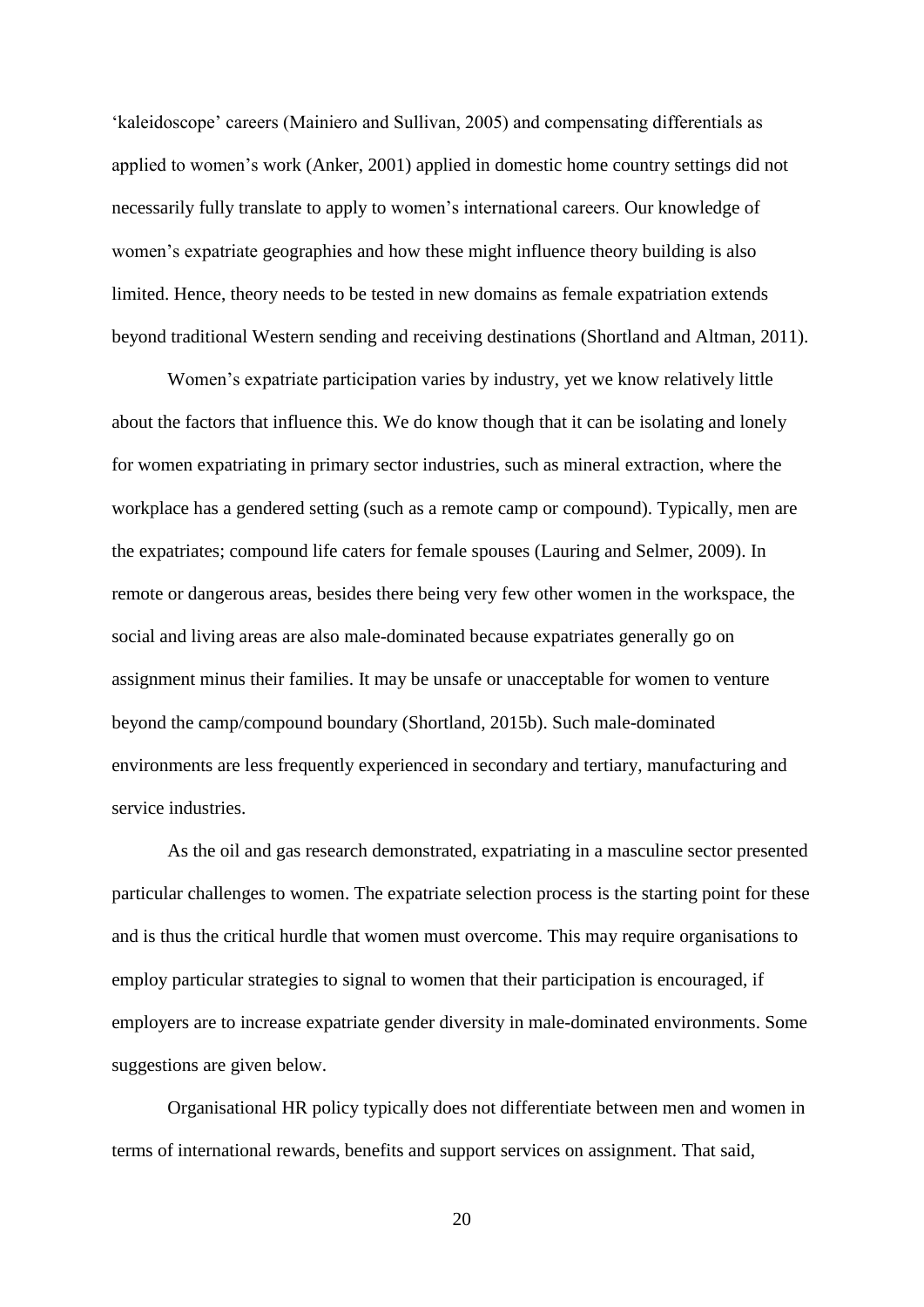'kaleidoscope' careers (Mainiero and Sullivan, 2005) and compensating differentials as applied to women's work (Anker, 2001) applied in domestic home country settings did not necessarily fully translate to apply to women's international careers. Our knowledge of women's expatriate geographies and how these might influence theory building is also limited. Hence, theory needs to be tested in new domains as female expatriation extends beyond traditional Western sending and receiving destinations (Shortland and Altman, 2011).

Women's expatriate participation varies by industry, yet we know relatively little about the factors that influence this. We do know though that it can be isolating and lonely for women expatriating in primary sector industries, such as mineral extraction, where the workplace has a gendered setting (such as a remote camp or compound). Typically, men are the expatriates; compound life caters for female spouses (Lauring and Selmer, 2009). In remote or dangerous areas, besides there being very few other women in the workspace, the social and living areas are also male-dominated because expatriates generally go on assignment minus their families. It may be unsafe or unacceptable for women to venture beyond the camp/compound boundary (Shortland, 2015b). Such male-dominated environments are less frequently experienced in secondary and tertiary, manufacturing and service industries.

As the oil and gas research demonstrated, expatriating in a masculine sector presented particular challenges to women. The expatriate selection process is the starting point for these and is thus the critical hurdle that women must overcome. This may require organisations to employ particular strategies to signal to women that their participation is encouraged, if employers are to increase expatriate gender diversity in male-dominated environments. Some suggestions are given below.

Organisational HR policy typically does not differentiate between men and women in terms of international rewards, benefits and support services on assignment. That said,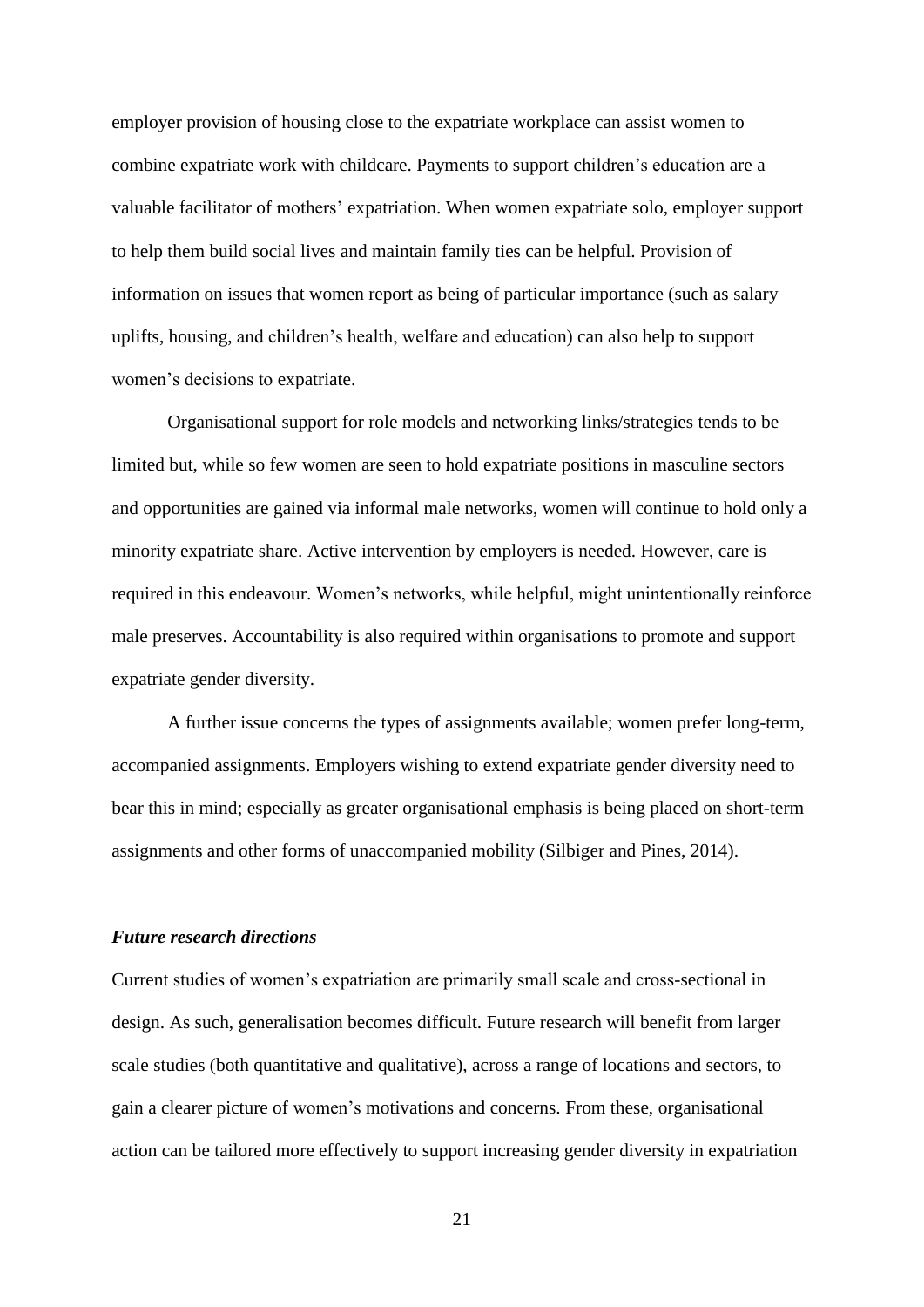employer provision of housing close to the expatriate workplace can assist women to combine expatriate work with childcare. Payments to support children's education are a valuable facilitator of mothers' expatriation. When women expatriate solo, employer support to help them build social lives and maintain family ties can be helpful. Provision of information on issues that women report as being of particular importance (such as salary uplifts, housing, and children's health, welfare and education) can also help to support women's decisions to expatriate.

Organisational support for role models and networking links/strategies tends to be limited but, while so few women are seen to hold expatriate positions in masculine sectors and opportunities are gained via informal male networks, women will continue to hold only a minority expatriate share. Active intervention by employers is needed. However, care is required in this endeavour. Women's networks, while helpful, might unintentionally reinforce male preserves. Accountability is also required within organisations to promote and support expatriate gender diversity.

A further issue concerns the types of assignments available; women prefer long-term, accompanied assignments. Employers wishing to extend expatriate gender diversity need to bear this in mind; especially as greater organisational emphasis is being placed on short-term assignments and other forms of unaccompanied mobility (Silbiger and Pines, 2014).

### *Future research directions*

Current studies of women's expatriation are primarily small scale and cross-sectional in design. As such, generalisation becomes difficult. Future research will benefit from larger scale studies (both quantitative and qualitative), across a range of locations and sectors, to gain a clearer picture of women's motivations and concerns. From these, organisational action can be tailored more effectively to support increasing gender diversity in expatriation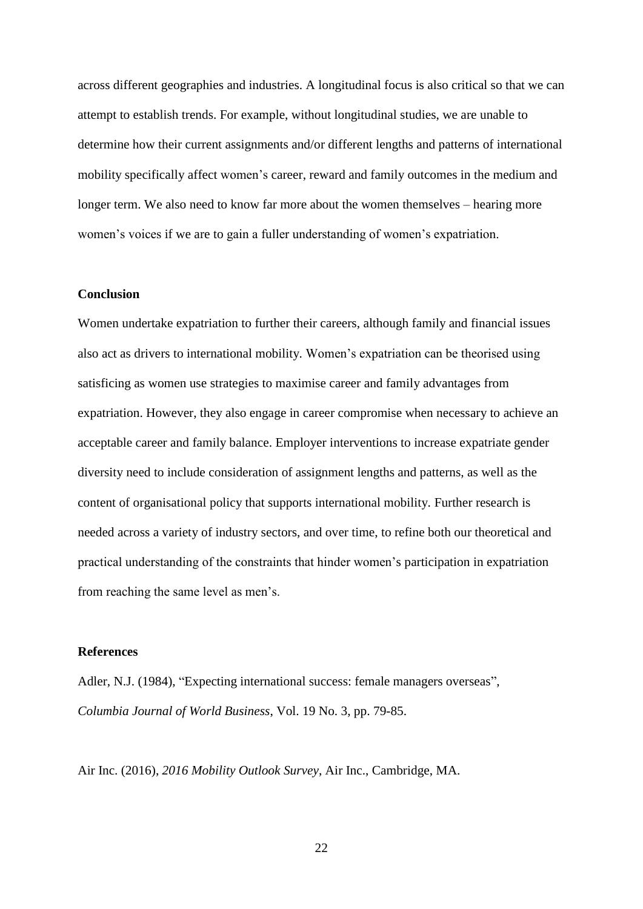across different geographies and industries. A longitudinal focus is also critical so that we can attempt to establish trends. For example, without longitudinal studies, we are unable to determine how their current assignments and/or different lengths and patterns of international mobility specifically affect women's career, reward and family outcomes in the medium and longer term. We also need to know far more about the women themselves – hearing more women's voices if we are to gain a fuller understanding of women's expatriation.

## Conclusion

Women undertake expatriation to further their careers, although family and financial issues also act as drivers to international mobility. Women's expatriation can be theorised using satisficing as women use strategies to maximise career and family advantages from expatriation. However, they also engage in career compromise when necessary to achieve an acceptable career and family balance. Employer interventions to increase expatriate gender diversity need to include consideration of assignment lengths and patterns, as well as the content of organisational policy that supports international mobility. Further research is needed across a variety of industry sectors, and over time, to refine both our theoretical and practical understanding of the constraints that hinder women's participation in expatriation from reaching the same level as men's.

## References

Adler, N.J. (1984), "Expecting international success: female managers overseas", *Columbia Journal of World Business*, Vol. 19 No. 3, pp. 79-85.

Air Inc. (2016), *2016 Mobility Outlook Survey*, Air Inc., Cambridge, MA.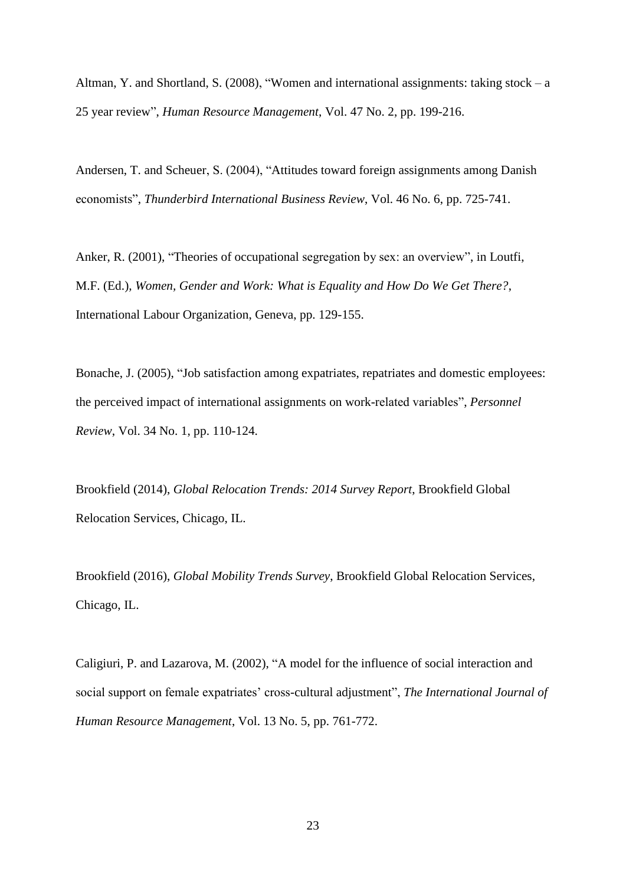Altman, Y. and Shortland, S. (2008), "Women and international assignments: taking stock – a 25 year review", *Human Resource Management*, Vol. 47 No. 2, pp. 199-216.

Andersen, T. and Scheuer, S. (2004), "Attitudes toward foreign assignments among Danish economists", *Thunderbird International Business Review*, Vol. 46 No. 6, pp. 725-741.

Anker, R. (2001), "Theories of occupational segregation by sex: an overview", in Loutfi, M.F. (Ed.), *Women, Gender and Work: What is Equality and How Do We Get There?*, International Labour Organization, Geneva, pp. 129-155.

Bonache, J. (2005), "Job satisfaction among expatriates, repatriates and domestic employees: the perceived impact of international assignments on work-related variables", *Personnel Review*, Vol. 34 No. 1, pp. 110-124.

Brookfield (2014), *Global Relocation Trends: 2014 Survey Report*, Brookfield Global Relocation Services, Chicago, IL.

Brookfield (2016), *Global Mobility Trends Survey*, Brookfield Global Relocation Services, Chicago, IL.

Caligiuri, P. and Lazarova, M. (2002), "A model for the influence of social interaction and social support on female expatriates' cross-cultural adjustment", *The International Journal of Human Resource Management*, Vol. 13 No. 5, pp. 761-772.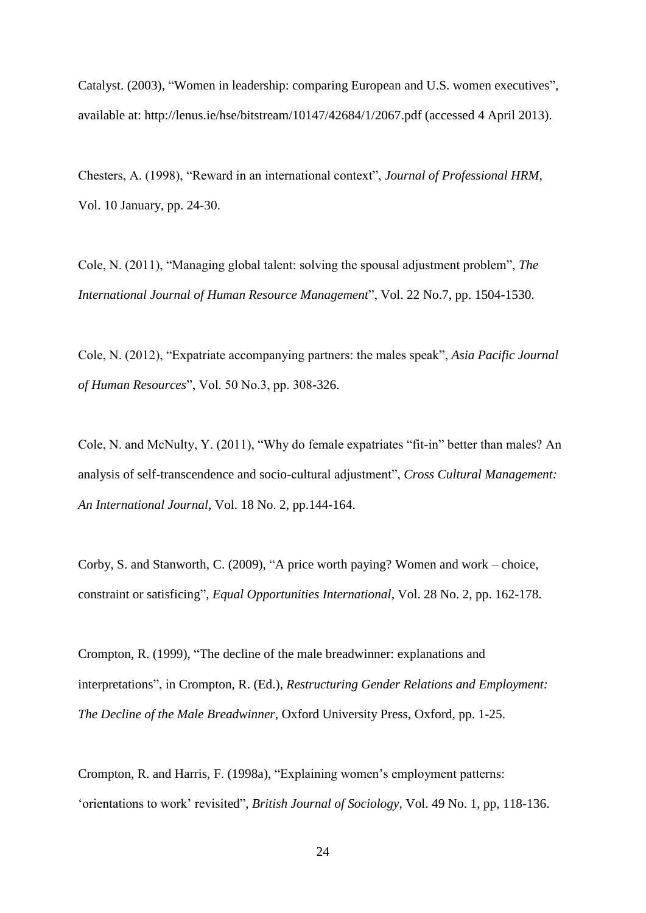Catalyst. (2003), “Women in leadership: comparing European and U.S. women executives”, available at: http://lenus.ie/hse/bitstream/10147/42684/1/2067.pdf (accessed 4 April 2013).

Chesters, A. (1998), “Reward in an international context”, *Journal of Professional HRM*, Vol. 10 January, pp. 24-30.

Cole, N. (2011), “Managing global talent: solving the spousal adjustment problem”, *The International Journal of Human Resource Management*”, Vol. 22 No.7, pp. 1504-1530.

Cole, N. (2012), “Expatriate accompanying partners: the males speak”, *Asia Pacific Journal of Human Resources*”, Vol. 50 No.3, pp. 308-326.

Cole, N. and McNulty, Y. (2011), “Why do female expatriates “fit-in” better than males? An analysis of self-transcendence and socio-cultural adjustment”, *Cross Cultural Management: An International Journal*, Vol. 18 No. 2, pp.144-164.

Corby, S. and Stanworth, C. (2009), “A price worth paying? Women and work – choice, constraint or satisficing”, *Equal Opportunities International*, Vol. 28 No. 2, pp. 162-178.

Crompton, R. (1999), “The decline of the male breadwinner: explanations and interpretations”, in Crompton, R. (Ed.), *Restructuring Gender Relations and Employment: The Decline of the Male Breadwinner*, Oxford University Press, Oxford, pp. 1-25.

Crompton, R. and Harris, F. (1998a), “Explaining women’s employment patterns: ‘orientations to work’ revisited”, *British Journal of Sociology*, Vol. 49 No. 1, pp, 118-136.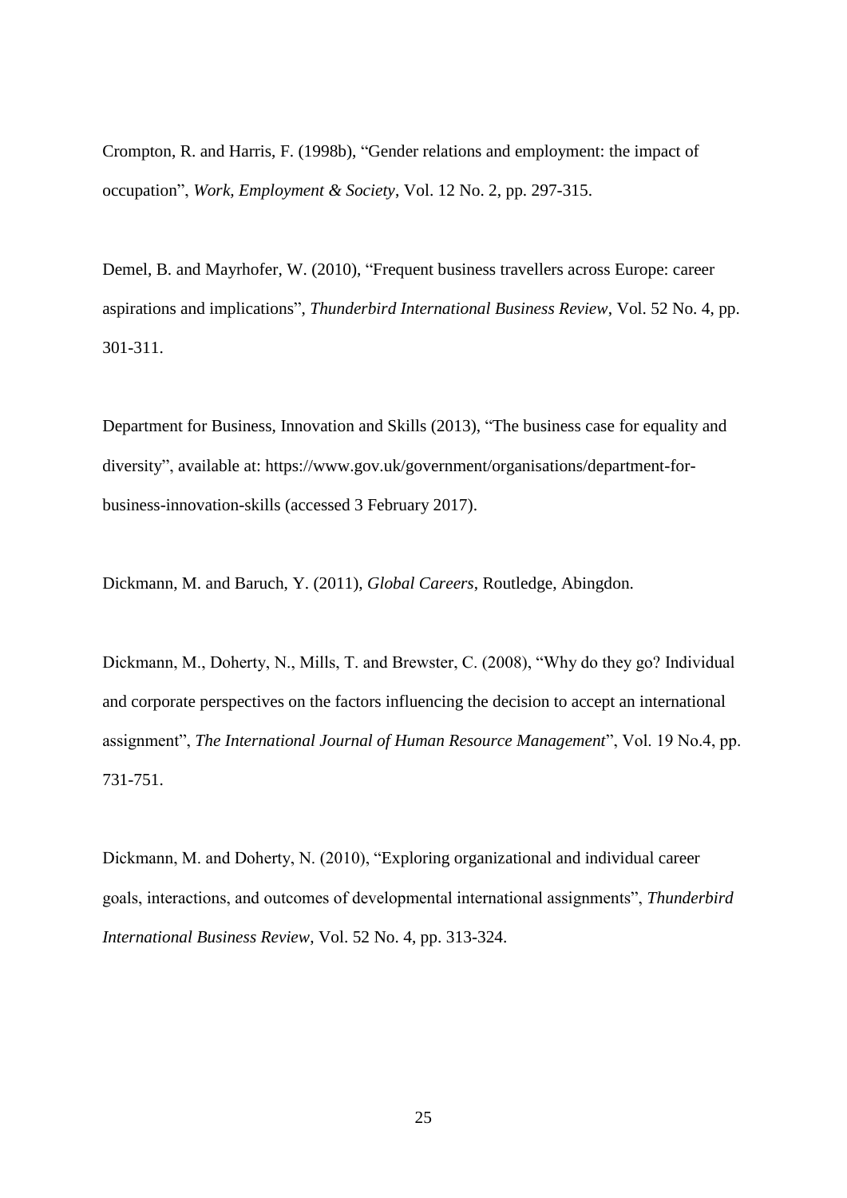Crompton, R. and Harris, F. (1998b), "Gender relations and employment: the impact of occupation", *Work, Employment & Society*, Vol. 12 No. 2, pp. 297-315.

Demel, B. and Mayrhofer, W. (2010), "Frequent business travellers across Europe: career aspirations and implications", *Thunderbird International Business Review*, Vol. 52 No. 4, pp. 301-311.

Department for Business, Innovation and Skills (2013), "The business case for equality and diversity", available at: https://www.gov.uk/government/organisations/department-for-business-innovation-skills (accessed 3 February 2017).

Dickmann, M. and Baruch, Y. (2011), *Global Careers*, Routledge, Abingdon.

Dickmann, M., Doherty, N., Mills, T. and Brewster, C. (2008), "Why do they go? Individual and corporate perspectives on the factors influencing the decision to accept an international assignment", *The International Journal of Human Resource Management*", Vol. 19 No.4, pp. 731-751.

Dickmann, M. and Doherty, N. (2010), "Exploring organizational and individual career goals, interactions, and outcomes of developmental international assignments", *Thunderbird International Business Review*, Vol. 52 No. 4, pp. 313-324.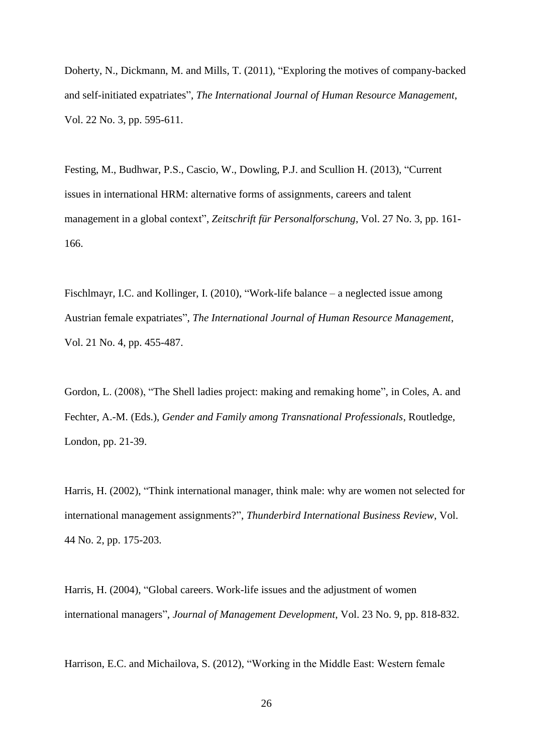Doherty, N., Dickmann, M. and Mills, T. (2011), “Exploring the motives of company-backed and self-initiated expatriates”, *The International Journal of Human Resource Management*, Vol. 22 No. 3, pp. 595-611.

Festing, M., Budhwar, P.S., Cascio, W., Dowling, P.J. and Scullion H. (2013), “Current issues in international HRM: alternative forms of assignments, careers and talent management in a global context”, *Zeitschrift für Personalforschung*, Vol. 27 No. 3, pp. 161-166.

Fischlmayr, I.C. and Kollinger, I. (2010), “Work-life balance – a neglected issue among Austrian female expatriates”, *The International Journal of Human Resource Management*, Vol. 21 No. 4, pp. 455-487.

Gordon, L. (2008), “The Shell ladies project: making and remaking home”, in Coles, A. and Fechter, A.-M. (Eds.), *Gender and Family among Transnational Professionals*, Routledge, London, pp. 21-39.

Harris, H. (2002), “Think international manager, think male: why are women not selected for international management assignments?”, *Thunderbird International Business Review*, Vol. 44 No. 2, pp. 175-203.

Harris, H. (2004), “Global careers. Work-life issues and the adjustment of women international managers”, *Journal of Management Development*, Vol. 23 No. 9, pp. 818-832.

Harrison, E.C. and Michailova, S. (2012), “Working in the Middle East: Western female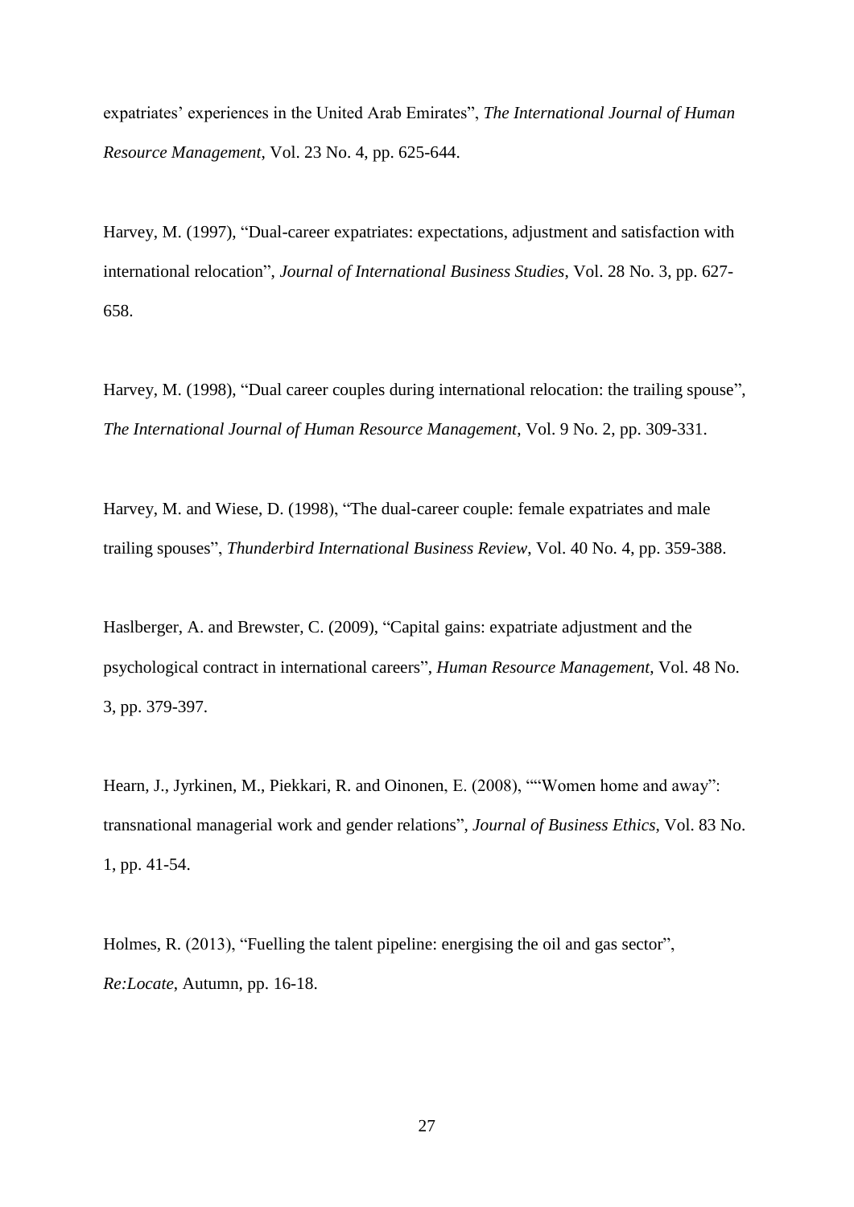expatriates' experiences in the United Arab Emirates", *The International Journal of Human Resource Management*, Vol. 23 No. 4, pp. 625-644.

Harvey, M. (1997), "Dual-career expatriates: expectations, adjustment and satisfaction with international relocation", *Journal of International Business Studies*, Vol. 28 No. 3, pp. 627-658.

Harvey, M. (1998), "Dual career couples during international relocation: the trailing spouse", *The International Journal of Human Resource Management*, Vol. 9 No. 2, pp. 309-331.

Harvey, M. and Wiese, D. (1998), "The dual-career couple: female expatriates and male trailing spouses", *Thunderbird International Business Review*, Vol. 40 No. 4, pp. 359-388.

Haslberger, A. and Brewster, C. (2009), "Capital gains: expatriate adjustment and the psychological contract in international careers", *Human Resource Management*, Vol. 48 No. 3, pp. 379-397.

Hearn, J., Jyrkinen, M., Piekkari, R. and Oinonen, E. (2008), ""Women home and away": transnational managerial work and gender relations", *Journal of Business Ethics*, Vol. 83 No. 1, pp. 41-54.

Holmes, R. (2013), "Fuelling the talent pipeline: energising the oil and gas sector", *Re:Locate*, Autumn, pp. 16-18.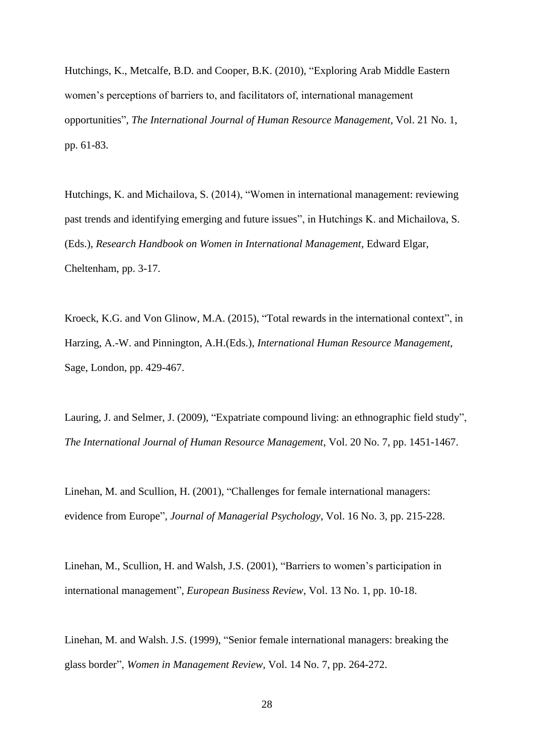Hutchings, K., Metcalfe, B.D. and Cooper, B.K. (2010), "Exploring Arab Middle Eastern women's perceptions of barriers to, and facilitators of, international management opportunities", *The International Journal of Human Resource Management*, Vol. 21 No. 1, pp. 61-83.

Hutchings, K. and Michailova, S. (2014), "Women in international management: reviewing past trends and identifying emerging and future issues", in Hutchings K. and Michailova, S. (Eds.), *Research Handbook on Women in International Management*, Edward Elgar, Cheltenham, pp. 3-17.

Kroeck, K.G. and Von Glinow, M.A. (2015), "Total rewards in the international context", in Harzing, A.-W. and Pinnington, A.H.(Eds.), *International Human Resource Management*, Sage, London, pp. 429-467.

Lauring, J. and Selmer, J. (2009), "Expatriate compound living: an ethnographic field study", *The International Journal of Human Resource Management*, Vol. 20 No. 7, pp. 1451-1467.

Linehan, M. and Scullion, H. (2001), "Challenges for female international managers: evidence from Europe", *Journal of Managerial Psychology*, Vol. 16 No. 3, pp. 215-228.

Linehan, M., Scullion, H. and Walsh, J.S. (2001), "Barriers to women's participation in international management", *European Business Review*, Vol. 13 No. 1, pp. 10-18.

Linehan, M. and Walsh. J.S. (1999), "Senior female international managers: breaking the glass border", *Women in Management Review*, Vol. 14 No. 7, pp. 264-272.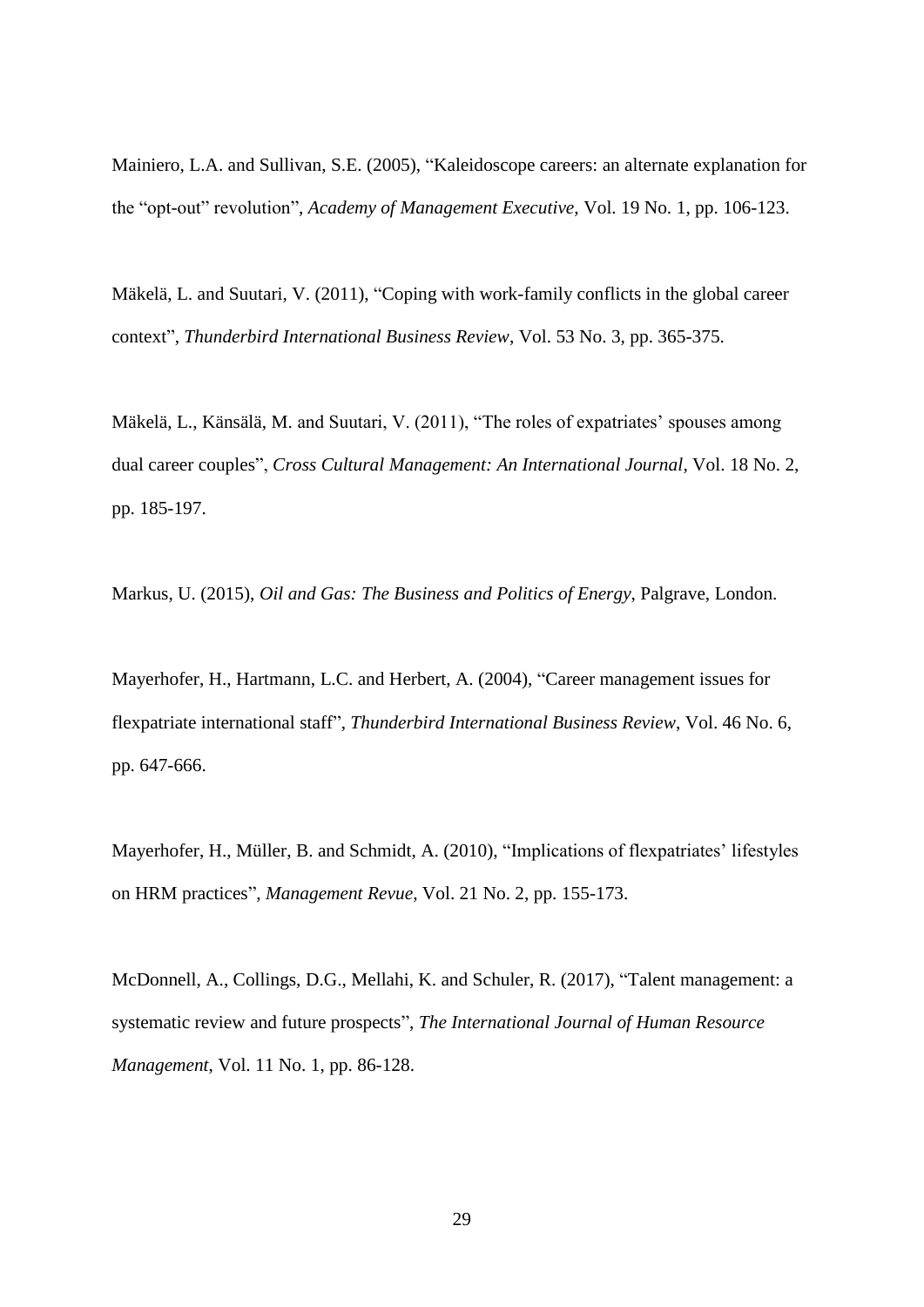Mainiero, L.A. and Sullivan, S.E. (2005), "Kaleidoscope careers: an alternate explanation for the "opt-out" revolution", *Academy of Management Executive*, Vol. 19 No. 1, pp. 106-123.

Mäkelä, L. and Suutari, V. (2011), "Coping with work-family conflicts in the global career context", *Thunderbird International Business Review*, Vol. 53 No. 3, pp. 365-375.

Mäkelä, L., Känsälä, M. and Suutari, V. (2011), "The roles of expatriates' spouses among dual career couples", *Cross Cultural Management: An International Journal*, Vol. 18 No. 2, pp. 185-197.

Markus, U. (2015), *Oil and Gas: The Business and Politics of Energy*, Palgrave, London.

Mayerhofer, H., Hartmann, L.C. and Herbert, A. (2004), "Career management issues for flexpatriate international staff", *Thunderbird International Business Review*, Vol. 46 No. 6, pp. 647-666.

Mayerhofer, H., Müller, B. and Schmidt, A. (2010), "Implications of flexpatriates' lifestyles on HRM practices", *Management Revue*, Vol. 21 No. 2, pp. 155-173.

McDonnell, A., Collings, D.G., Mellahi, K. and Schuler, R. (2017), "Talent management: a systematic review and future prospects", *The International Journal of Human Resource Management*, Vol. 11 No. 1, pp. 86-128.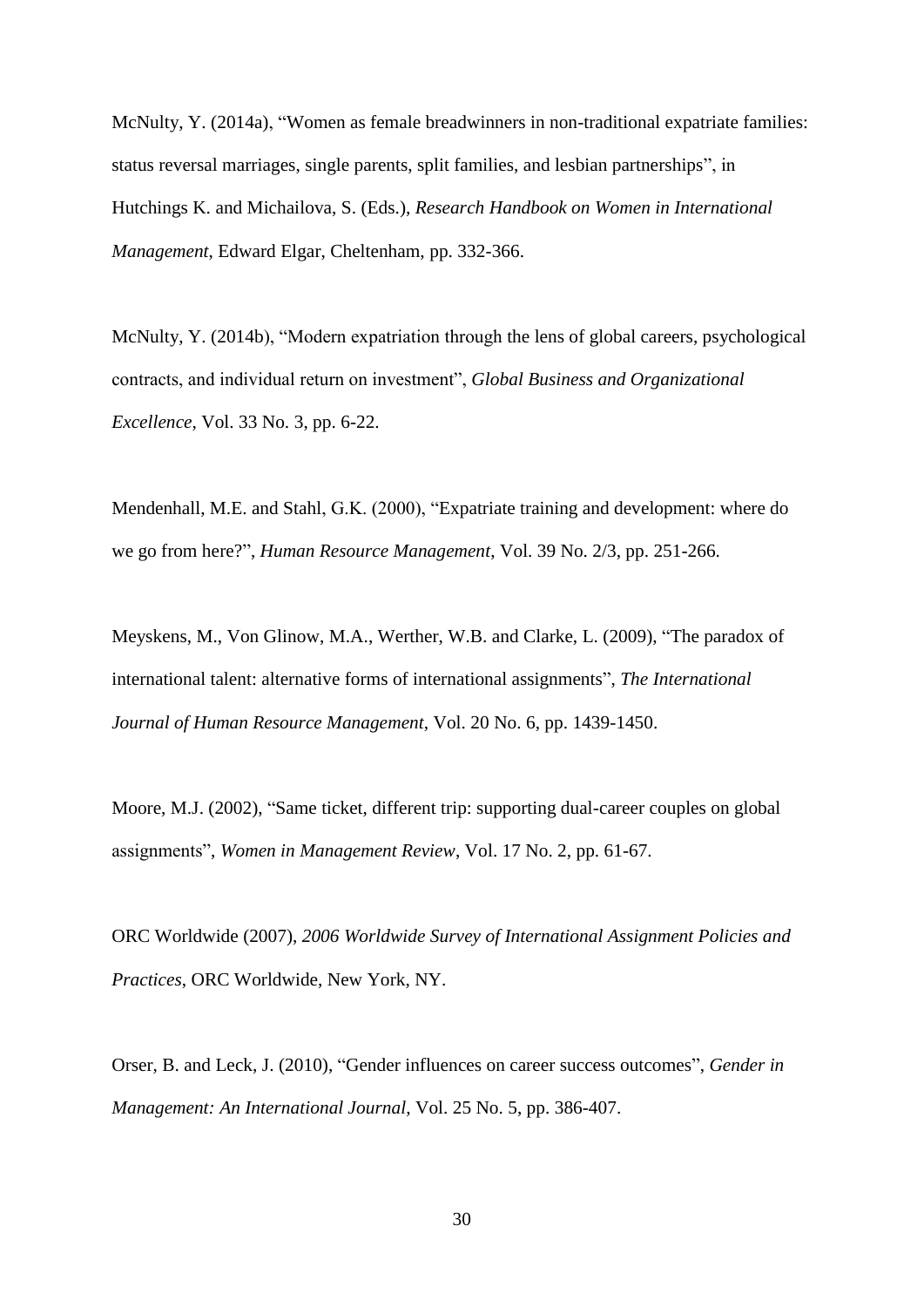McNulty, Y. (2014a), "Women as female breadwinners in non-traditional expatriate families: status reversal marriages, single parents, split families, and lesbian partnerships", in Hutchings K. and Michailova, S. (Eds.), *Research Handbook on Women in International Management*, Edward Elgar, Cheltenham, pp. 332-366.

McNulty, Y. (2014b), "Modern expatriation through the lens of global careers, psychological contracts, and individual return on investment", *Global Business and Organizational Excellence*, Vol. 33 No. 3, pp. 6-22.

Mendenhall, M.E. and Stahl, G.K. (2000), "Expatriate training and development: where do we go from here?", *Human Resource Management*, Vol. 39 No. 2/3, pp. 251-266.

Meyskens, M., Von Glinow, M.A., Werther, W.B. and Clarke, L. (2009), "The paradox of international talent: alternative forms of international assignments", *The International Journal of Human Resource Management*, Vol. 20 No. 6, pp. 1439-1450.

Moore, M.J. (2002), "Same ticket, different trip: supporting dual-career couples on global assignments", *Women in Management Review*, Vol. 17 No. 2, pp. 61-67.

ORC Worldwide (2007), *2006 Worldwide Survey of International Assignment Policies and Practices*, ORC Worldwide, New York, NY.

Orser, B. and Leck, J. (2010), "Gender influences on career success outcomes", *Gender in Management: An International Journal*, Vol. 25 No. 5, pp. 386-407.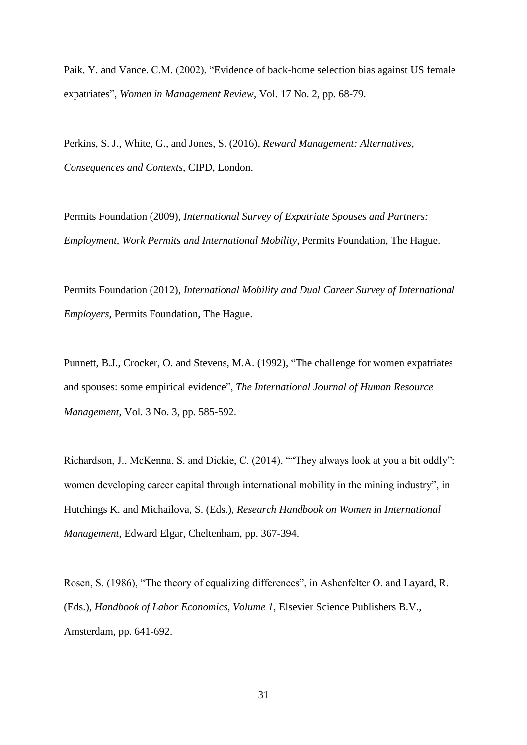Paik, Y. and Vance, C.M. (2002), "Evidence of back-home selection bias against US female expatriates", *Women in Management Review*, Vol. 17 No. 2, pp. 68-79.

Perkins, S. J., White, G., and Jones, S. (2016), *Reward Management: Alternatives, Consequences and Contexts*, CIPD, London.

Permits Foundation (2009), *International Survey of Expatriate Spouses and Partners: Employment, Work Permits and International Mobility*, Permits Foundation, The Hague.

Permits Foundation (2012), *International Mobility and Dual Career Survey of International Employers*, Permits Foundation, The Hague.

Punnett, B.J., Crocker, O. and Stevens, M.A. (1992), "The challenge for women expatriates and spouses: some empirical evidence", *The International Journal of Human Resource Management*, Vol. 3 No. 3, pp. 585-592.

Richardson, J., McKenna, S. and Dickie, C. (2014), ""They always look at you a bit oddly": women developing career capital through international mobility in the mining industry", in Hutchings K. and Michailova, S. (Eds.), *Research Handbook on Women in International Management*, Edward Elgar, Cheltenham, pp. 367-394.

Rosen, S. (1986), "The theory of equalizing differences", in Ashenfelter O. and Layard, R. (Eds.), *Handbook of Labor Economics, Volume 1*, Elsevier Science Publishers B.V., Amsterdam, pp. 641-692.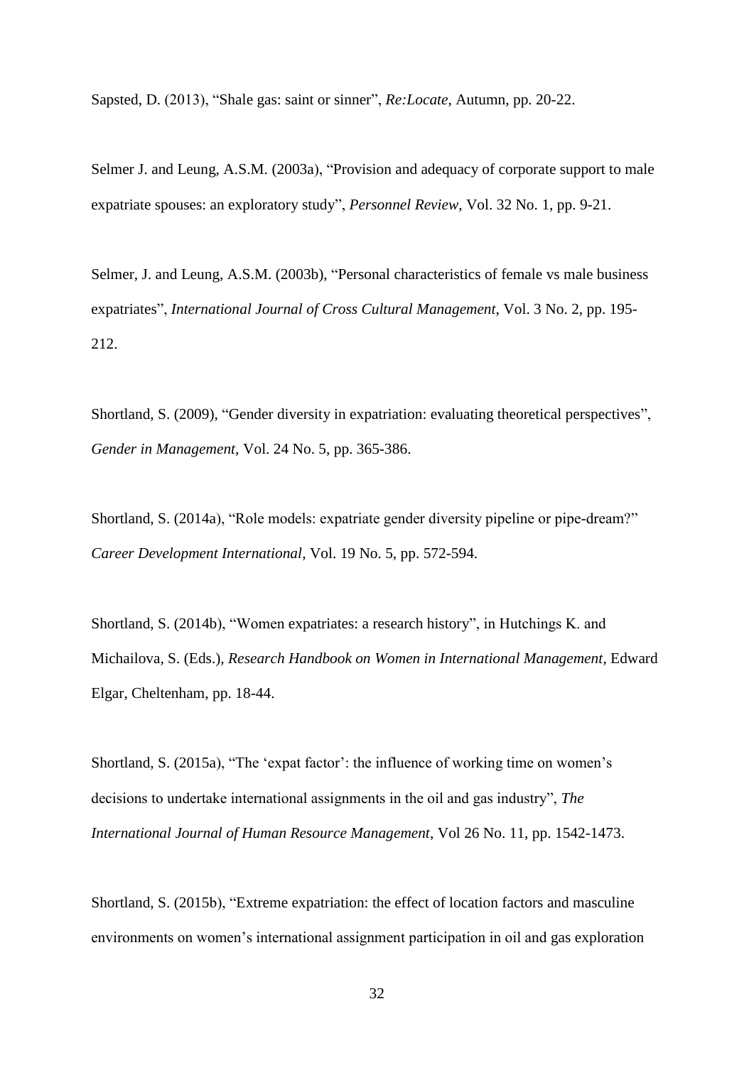Sapsted, D. (2013), “Shale gas: saint or sinner”, *Re:Locate*, Autumn, pp. 20-22.

Selmer J. and Leung, A.S.M. (2003a), “Provision and adequacy of corporate support to male expatriate spouses: an exploratory study”, *Personnel Review*, Vol. 32 No. 1, pp. 9-21.

Selmer, J. and Leung, A.S.M. (2003b), “Personal characteristics of female vs male business expatriates”, *International Journal of Cross Cultural Management*, Vol. 3 No. 2, pp. 195-212.

Shortland, S. (2009), “Gender diversity in expatriation: evaluating theoretical perspectives”, *Gender in Management*, Vol. 24 No. 5, pp. 365-386.

Shortland, S. (2014a), “Role models: expatriate gender diversity pipeline or pipe-dream?” *Career Development International*, Vol. 19 No. 5, pp. 572-594.

Shortland, S. (2014b), “Women expatriates: a research history”, in Hutchings K. and Michailova, S. (Eds.), *Research Handbook on Women in International Management*, Edward Elgar, Cheltenham, pp. 18-44.

Shortland, S. (2015a), “The ‘expat factor’: the influence of working time on women’s decisions to undertake international assignments in the oil and gas industry”, *The International Journal of Human Resource Management*, Vol 26 No. 11, pp. 1542-1473.

Shortland, S. (2015b), “Extreme expatriation: the effect of location factors and masculine environments on women’s international assignment participation in oil and gas exploration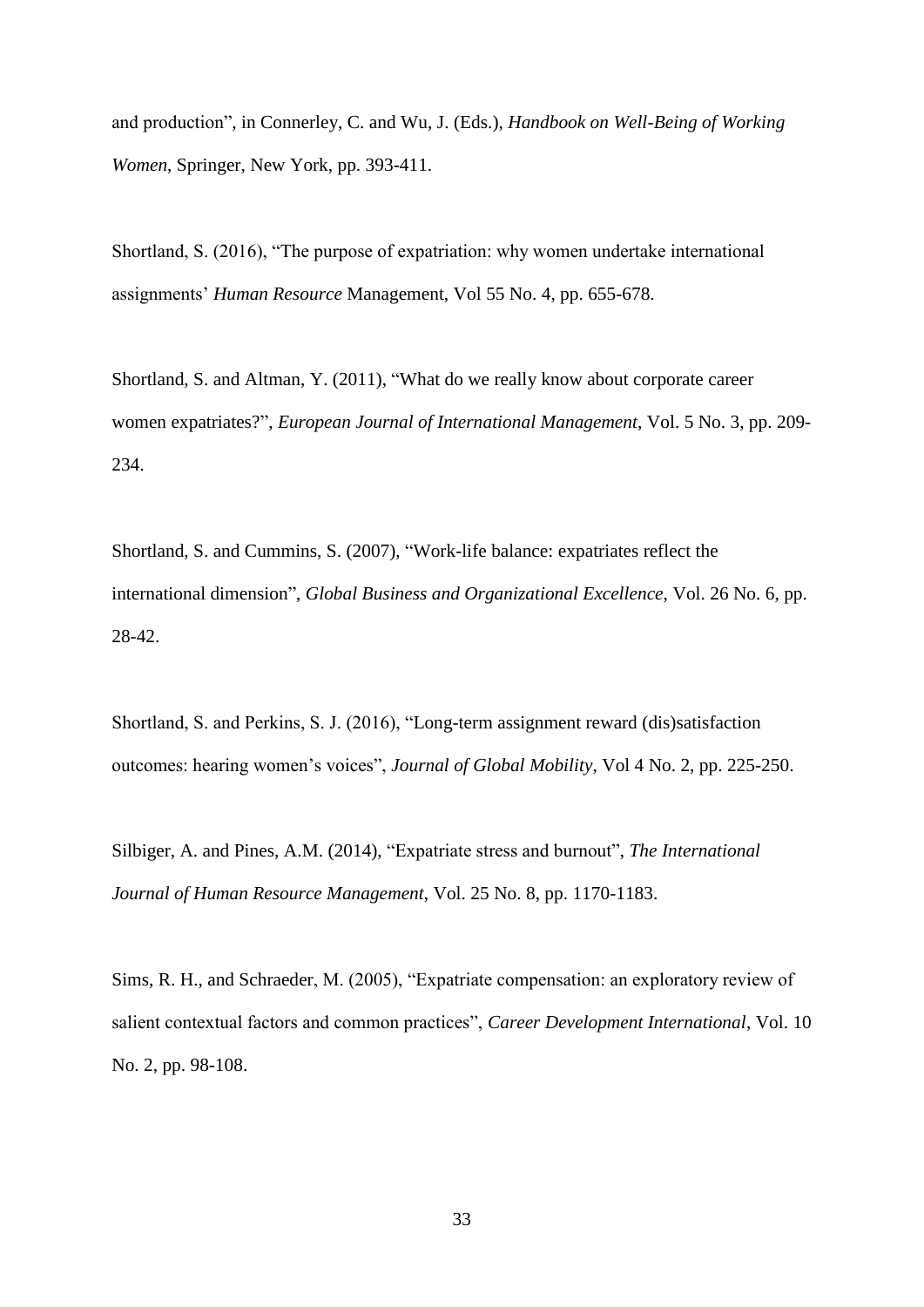and production", in Connerley, C. and Wu, J. (Eds.), *Handbook on Well-Being of Working Women*, Springer, New York, pp. 393-411.

Shortland, S. (2016), "The purpose of expatriation: why women undertake international assignments' *Human Resource* Management, Vol 55 No. 4, pp. 655-678.

Shortland, S. and Altman, Y. (2011), "What do we really know about corporate career women expatriates?", *European Journal of International Management*, Vol. 5 No. 3, pp. 209-234.

Shortland, S. and Cummins, S. (2007), "Work-life balance: expatriates reflect the international dimension", *Global Business and Organizational Excellence*, Vol. 26 No. 6, pp. 28-42.

Shortland, S. and Perkins, S. J. (2016), "Long-term assignment reward (dis)satisfaction outcomes: hearing women's voices", *Journal of Global Mobility*, Vol 4 No. 2, pp. 225-250.

Silbiger, A. and Pines, A.M. (2014), "Expatriate stress and burnout", *The International Journal of Human Resource Management*, Vol. 25 No. 8, pp. 1170-1183.

Sims, R. H., and Schraeder, M. (2005), "Expatriate compensation: an exploratory review of salient contextual factors and common practices", *Career Development International*, Vol. 10 No. 2, pp. 98-108.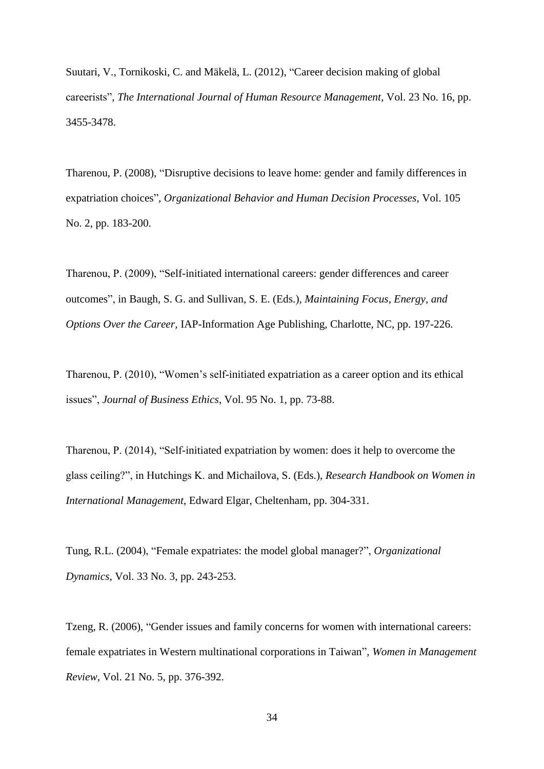Suutari, V., Tornikoski, C. and Mäkelä, L. (2012), “Career decision making of global careerists”, *The International Journal of Human Resource Management*, Vol. 23 No. 16, pp. 3455-3478.

Tharenou, P. (2008), “Disruptive decisions to leave home: gender and family differences in expatriation choices”, *Organizational Behavior and Human Decision Processes*, Vol. 105 No. 2, pp. 183-200.

Tharenou, P. (2009), “Self-initiated international careers: gender differences and career outcomes”, in Baugh, S. G. and Sullivan, S. E. (Eds.), *Maintaining Focus, Energy, and Options Over the Career,* IAP-Information Age Publishing, Charlotte, NC, pp. 197-226.

Tharenou, P. (2010), “Women’s self-initiated expatriation as a career option and its ethical issues”, *Journal of Business Ethics*, Vol. 95 No. 1, pp. 73-88.

Tharenou, P. (2014), “Self-initiated expatriation by women: does it help to overcome the glass ceiling?”, in Hutchings K. and Michailova, S. (Eds.), *Research Handbook on Women in International Management*, Edward Elgar, Cheltenham, pp. 304-331.

Tung, R.L. (2004), “Female expatriates: the model global manager?”, *Organizational Dynamics*, Vol. 33 No. 3, pp. 243-253.

Tzeng, R. (2006), “Gender issues and family concerns for women with international careers: female expatriates in Western multinational corporations in Taiwan”, *Women in Management Review*, Vol. 21 No. 5, pp. 376-392.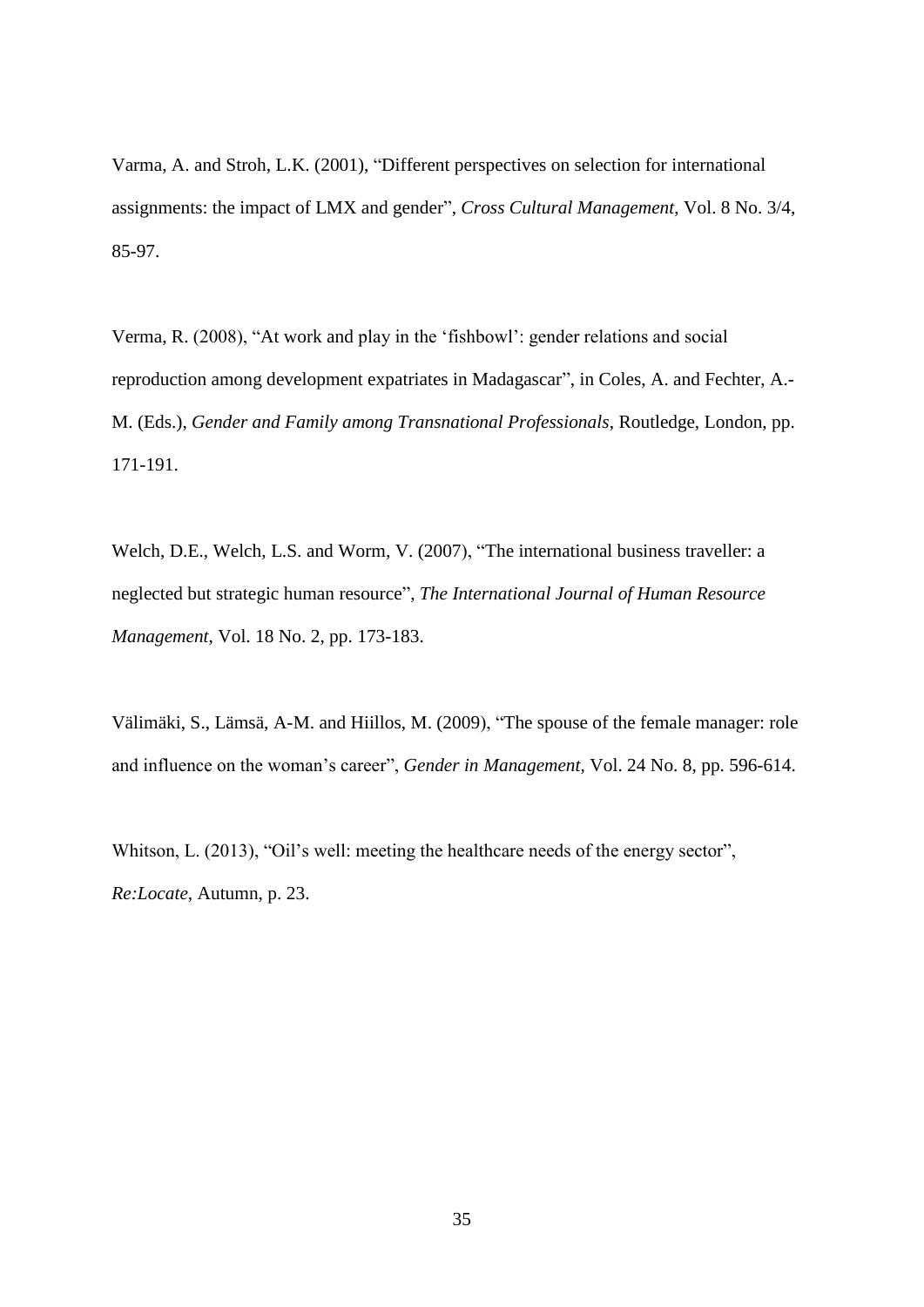Varma, A. and Stroh, L.K. (2001), “Different perspectives on selection for international assignments: the impact of LMX and gender”, *Cross Cultural Management*, Vol. 8 No. 3/4, 85-97.

Verma, R. (2008), “At work and play in the ‘fishbowl’: gender relations and social reproduction among development expatriates in Madagascar”, in Coles, A. and Fechter, A.-M. (Eds.), *Gender and Family among Transnational Professionals*, Routledge, London, pp. 171-191.

Welch, D.E., Welch, L.S. and Worm, V. (2007), “The international business traveller: a neglected but strategic human resource”, *The International Journal of Human Resource Management*, Vol. 18 No. 2, pp. 173-183.

Välimäki, S., Lämsä, A-M. and Hiillos, M. (2009), “The spouse of the female manager: role and influence on the woman’s career”, *Gender in Management*, Vol. 24 No. 8, pp. 596-614.

Whitson, L. (2013), “Oil’s well: meeting the healthcare needs of the energy sector”, *Re:Locate*, Autumn, p. 23.